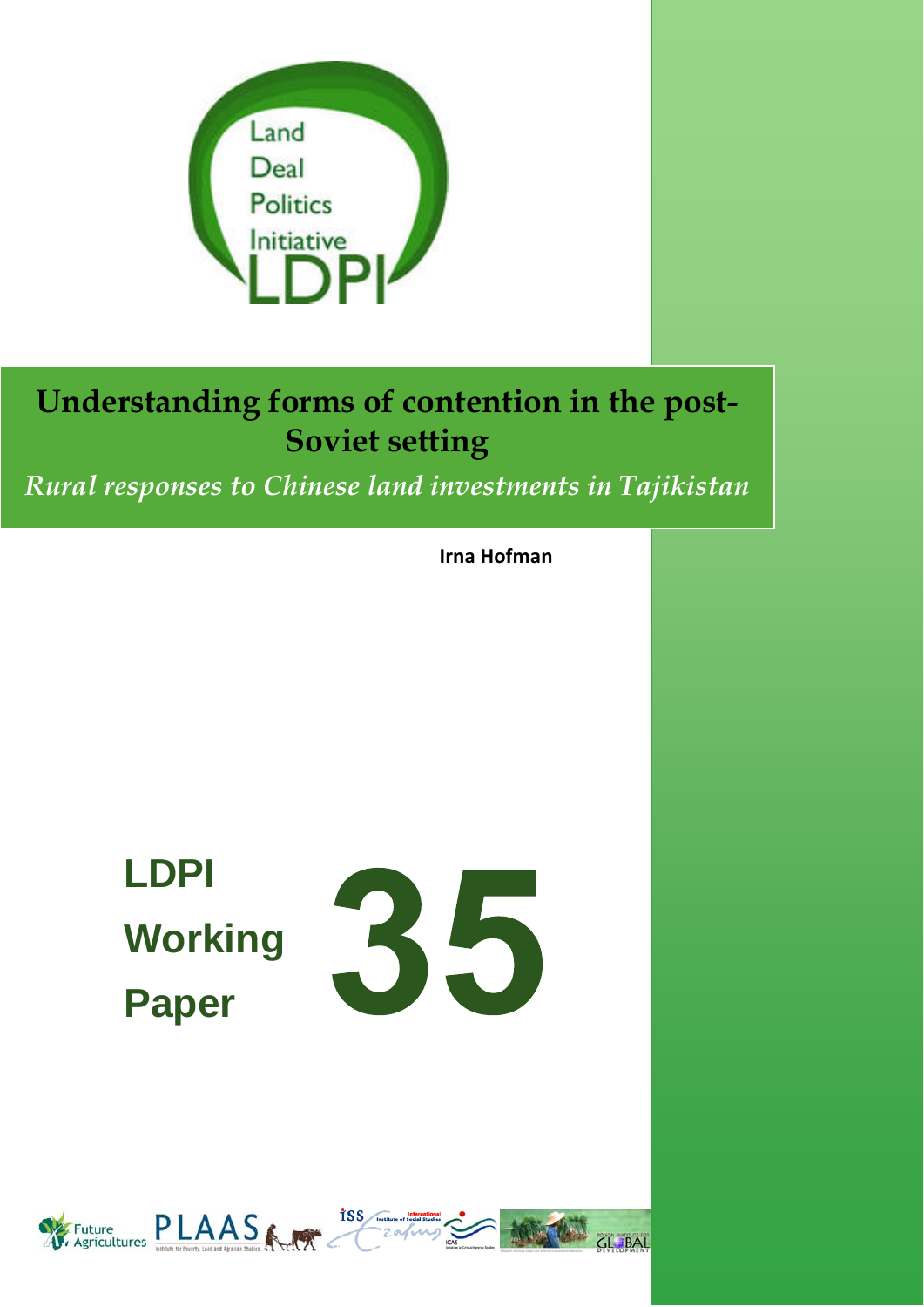Land Deal Politics Initiative

LDPI

# Understanding forms of contention in the post-Soviet setting

*Rural responses to Chinese land investments in Tajikistan*

**Irna Hofman**

**LDPI Working Paper 35**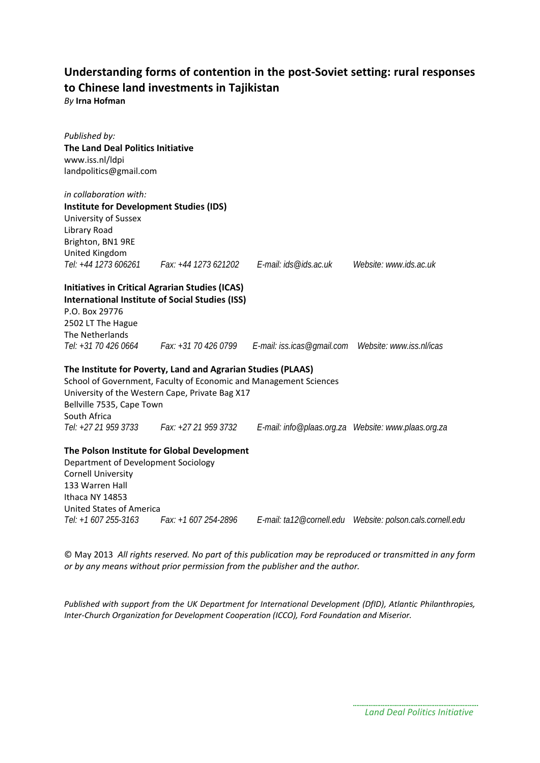## Understanding forms of contention in the post-Soviet setting: rural responses to Chinese land investments in Tajikistan

*By* **Irna Hofman**

*Published by:*
**The Land Deal Politics Initiative**
www.iss.nl/ldpi
landpolitics@gmail.com

*in collaboration with:*
**Institute for Development Studies (IDS)**
University of Sussex
Library Road
Brighton, BN1 9RE
United Kingdom
*Tel: +44 1273 606261    Fax: +44 1273 621202    E-mail: ids@ids.ac.uk    Website: www.ids.ac.uk*

**Initiatives in Critical Agrarian Studies (ICAS)**
**International Institute of Social Studies (ISS)**
P.O. Box 29776
2502 LT The Hague
The Netherlands
*Tel: +31 70 426 0664    Fax: +31 70 426 0799    E-mail: iss.icas@gmail.com    Website: www.iss.nl/icas*

**The Institute for Poverty, Land and Agrarian Studies (PLAAS)**
School of Government, Faculty of Economic and Management Sciences
University of the Western Cape, Private Bag X17
Bellville 7535, Cape Town
South Africa
*Tel: +27 21 959 3733    Fax: +27 21 959 3732    E-mail: info@plaas.org.za    Website: www.plaas.org.za*

**The Polson Institute for Global Development**
Department of Development Sociology
Cornell University
133 Warren Hall
Ithaca NY 14853
United States of America
*Tel: +1 607 255-3163    Fax: +1 607 254-2896    E-mail: ta12@cornell.edu    Website: polson.cals.cornell.edu*

© May 2013 *All rights reserved. No part of this publication may be reproduced or transmitted in any form or by any means without prior permission from the publisher and the author.*

*Published with support from the UK Department for International Development (DfID), Atlantic Philanthropies, Inter-Church Organization for Development Cooperation (ICCO), Ford Foundation and Miserior.*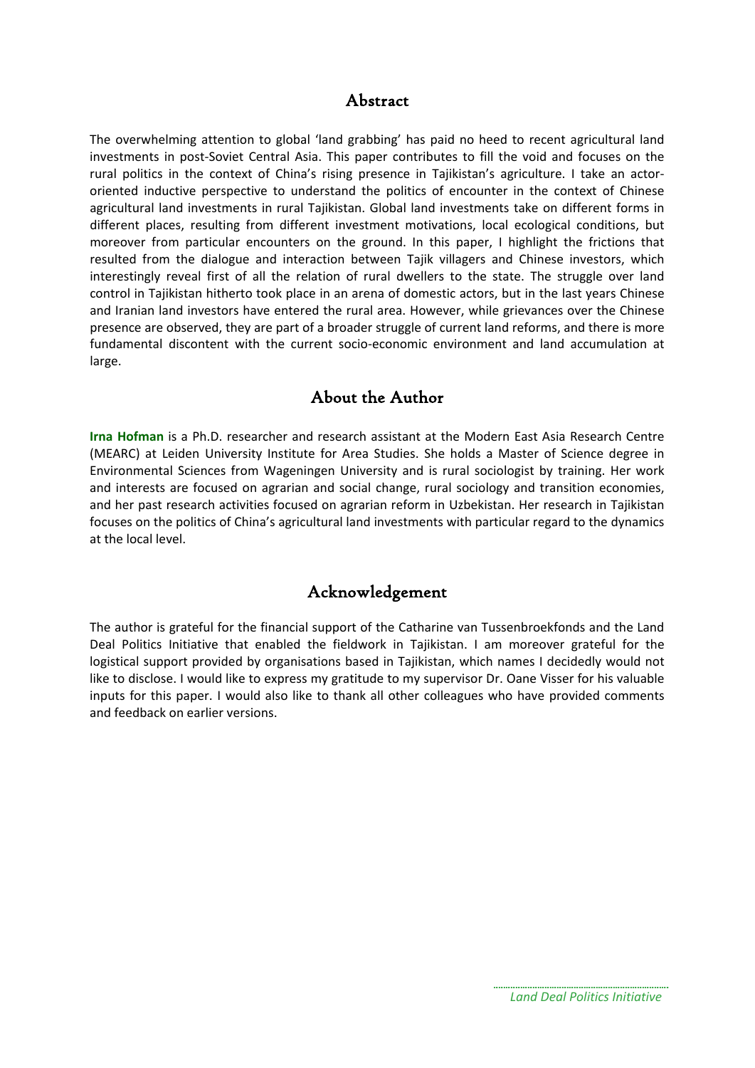## Abstract

The overwhelming attention to global 'land grabbing' has paid no heed to recent agricultural land investments in post-Soviet Central Asia. This paper contributes to fill the void and focuses on the rural politics in the context of China's rising presence in Tajikistan's agriculture. I take an actor-oriented inductive perspective to understand the politics of encounter in the context of Chinese agricultural land investments in rural Tajikistan. Global land investments take on different forms in different places, resulting from different investment motivations, local ecological conditions, but moreover from particular encounters on the ground. In this paper, I highlight the frictions that resulted from the dialogue and interaction between Tajik villagers and Chinese investors, which interestingly reveal first of all the relation of rural dwellers to the state. The struggle over land control in Tajikistan hitherto took place in an arena of domestic actors, but in the last years Chinese and Iranian land investors have entered the rural area. However, while grievances over the Chinese presence are observed, they are part of a broader struggle of current land reforms, and there is more fundamental discontent with the current socio-economic environment and land accumulation at large.

## About the Author

**Irna Hofman** is a Ph.D. researcher and research assistant at the Modern East Asia Research Centre (MEARC) at Leiden University Institute for Area Studies. She holds a Master of Science degree in Environmental Sciences from Wageningen University and is rural sociologist by training. Her work and interests are focused on agrarian and social change, rural sociology and transition economies, and her past research activities focused on agrarian reform in Uzbekistan. Her research in Tajikistan focuses on the politics of China's agricultural land investments with particular regard to the dynamics at the local level.

## Acknowledgement

The author is grateful for the financial support of the Catharine van Tussenbroekfonds and the Land Deal Politics Initiative that enabled the fieldwork in Tajikistan. I am moreover grateful for the logistical support provided by organisations based in Tajikistan, which names I decidedly would not like to disclose. I would like to express my gratitude to my supervisor Dr. Oane Visser for his valuable inputs for this paper. I would also like to thank all other colleagues who have provided comments and feedback on earlier versions.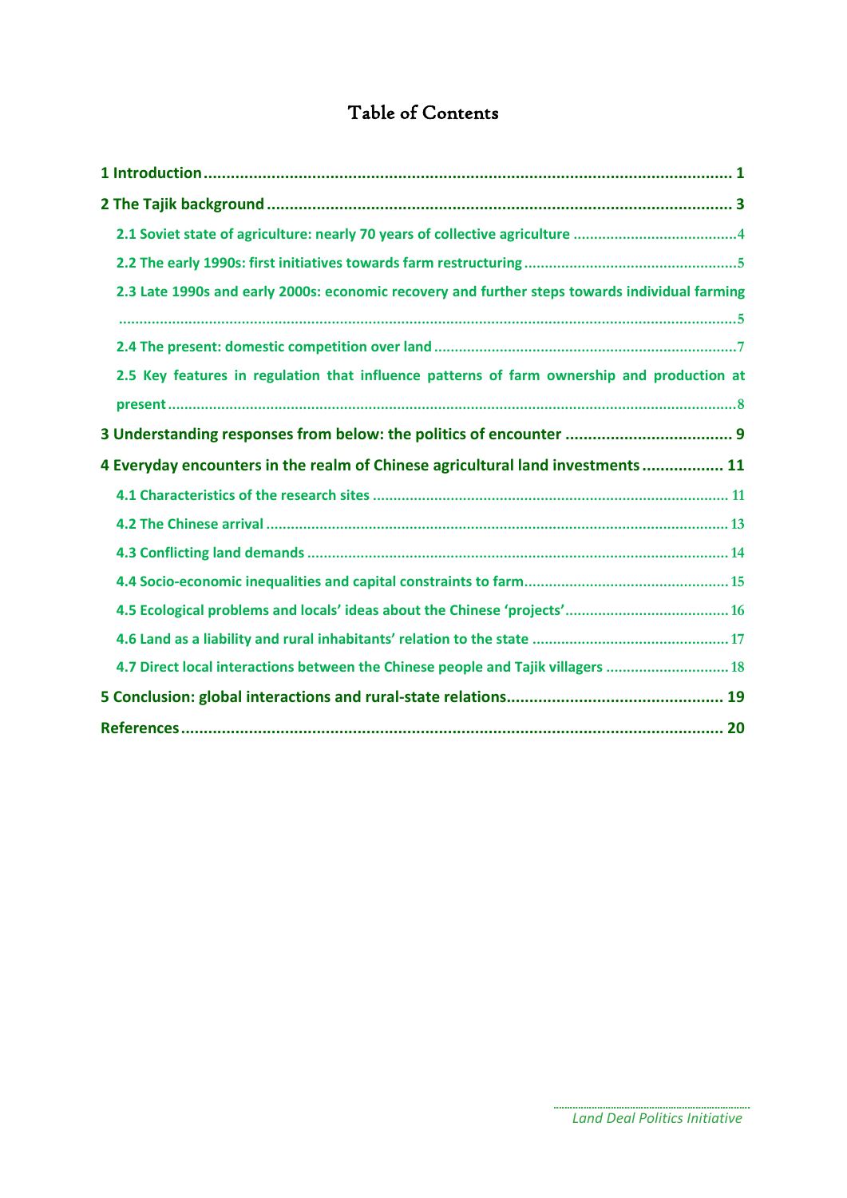# Table of Contents

1 Introduction ..... 1

2 The Tajik background ..... 3

- 2.1 Soviet state of agriculture: nearly 70 years of collective agriculture ..... 4
- 2.2 The early 1990s: first initiatives towards farm restructuring ..... 5
- 2.3 Late 1990s and early 2000s: economic recovery and further steps towards individual farming ..... 5
- 2.4 The present: domestic competition over land ..... 7
- 2.5 Key features in regulation that influence patterns of farm ownership and production at present ..... 8

3 Understanding responses from below: the politics of encounter ..... 9

4 Everyday encounters in the realm of Chinese agricultural land investments ..... 11

- 4.1 Characteristics of the research sites ..... 11
- 4.2 The Chinese arrival ..... 13
- 4.3 Conflicting land demands ..... 14
- 4.4 Socio-economic inequalities and capital constraints to farm ..... 15
- 4.5 Ecological problems and locals' ideas about the Chinese 'projects' ..... 16
- 4.6 Land as a liability and rural inhabitants' relation to the state ..... 17
- 4.7 Direct local interactions between the Chinese people and Tajik villagers ..... 18

5 Conclusion: global interactions and rural-state relations ..... 19

References ..... 20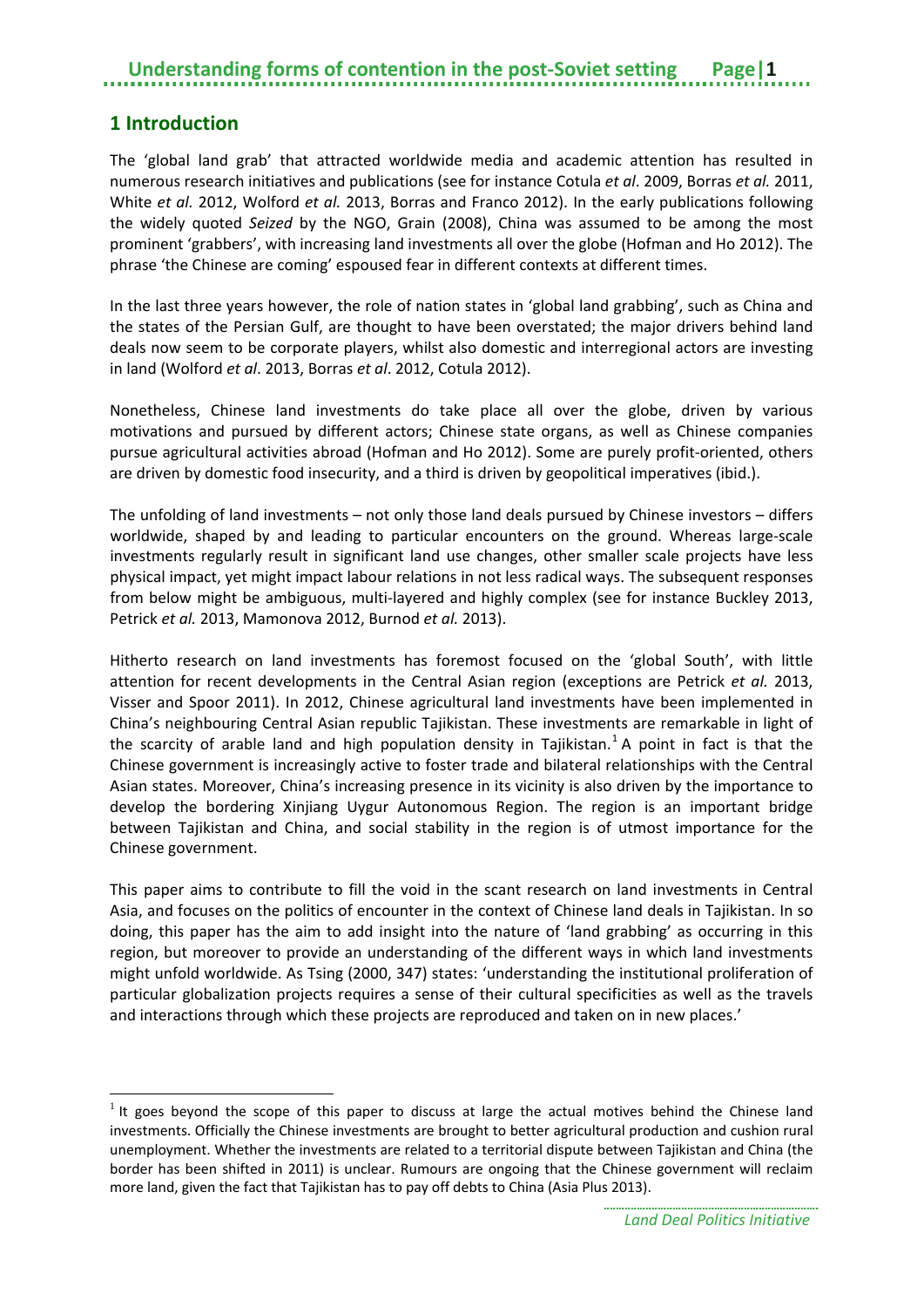# 1 Introduction

The 'global land grab' that attracted worldwide media and academic attention has resulted in numerous research initiatives and publications (see for instance Cotula *et al*. 2009, Borras *et al.* 2011, White *et al.* 2012, Wolford *et al.* 2013, Borras and Franco 2012). In the early publications following the widely quoted *Seized* by the NGO, Grain (2008), China was assumed to be among the most prominent 'grabbers', with increasing land investments all over the globe (Hofman and Ho 2012). The phrase 'the Chinese are coming' espoused fear in different contexts at different times.

In the last three years however, the role of nation states in 'global land grabbing', such as China and the states of the Persian Gulf, are thought to have been overstated; the major drivers behind land deals now seem to be corporate players, whilst also domestic and interregional actors are investing in land (Wolford *et al*. 2013, Borras *et al*. 2012, Cotula 2012).

Nonetheless, Chinese land investments do take place all over the globe, driven by various motivations and pursued by different actors; Chinese state organs, as well as Chinese companies pursue agricultural activities abroad (Hofman and Ho 2012). Some are purely profit-oriented, others are driven by domestic food insecurity, and a third is driven by geopolitical imperatives (ibid.).

The unfolding of land investments – not only those land deals pursued by Chinese investors – differs worldwide, shaped by and leading to particular encounters on the ground. Whereas large-scale investments regularly result in significant land use changes, other smaller scale projects have less physical impact, yet might impact labour relations in not less radical ways. The subsequent responses from below might be ambiguous, multi-layered and highly complex (see for instance Buckley 2013, Petrick *et al.* 2013, Mamonova 2012, Burnod *et al.* 2013).

Hitherto research on land investments has foremost focused on the 'global South', with little attention for recent developments in the Central Asian region (exceptions are Petrick *et al.* 2013, Visser and Spoor 2011). In 2012, Chinese agricultural land investments have been implemented in China's neighbouring Central Asian republic Tajikistan. These investments are remarkable in light of the scarcity of arable land and high population density in Tajikistan.[1] A point in fact is that the Chinese government is increasingly active to foster trade and bilateral relationships with the Central Asian states. Moreover, China's increasing presence in its vicinity is also driven by the importance to develop the bordering Xinjiang Uygur Autonomous Region. The region is an important bridge between Tajikistan and China, and social stability in the region is of utmost importance for the Chinese government.

This paper aims to contribute to fill the void in the scant research on land investments in Central Asia, and focuses on the politics of encounter in the context of Chinese land deals in Tajikistan. In so doing, this paper has the aim to add insight into the nature of 'land grabbing' as occurring in this region, but moreover to provide an understanding of the different ways in which land investments might unfold worldwide. As Tsing (2000, 347) states: 'understanding the institutional proliferation of particular globalization projects requires a sense of their cultural specificities as well as the travels and interactions through which these projects are reproduced and taken on in new places.'

[1] It goes beyond the scope of this paper to discuss at large the actual motives behind the Chinese land investments. Officially the Chinese investments are brought to better agricultural production and cushion rural unemployment. Whether the investments are related to a territorial dispute between Tajikistan and China (the border has been shifted in 2011) is unclear. Rumours are ongoing that the Chinese government will reclaim more land, given the fact that Tajikistan has to pay off debts to China (Asia Plus 2013).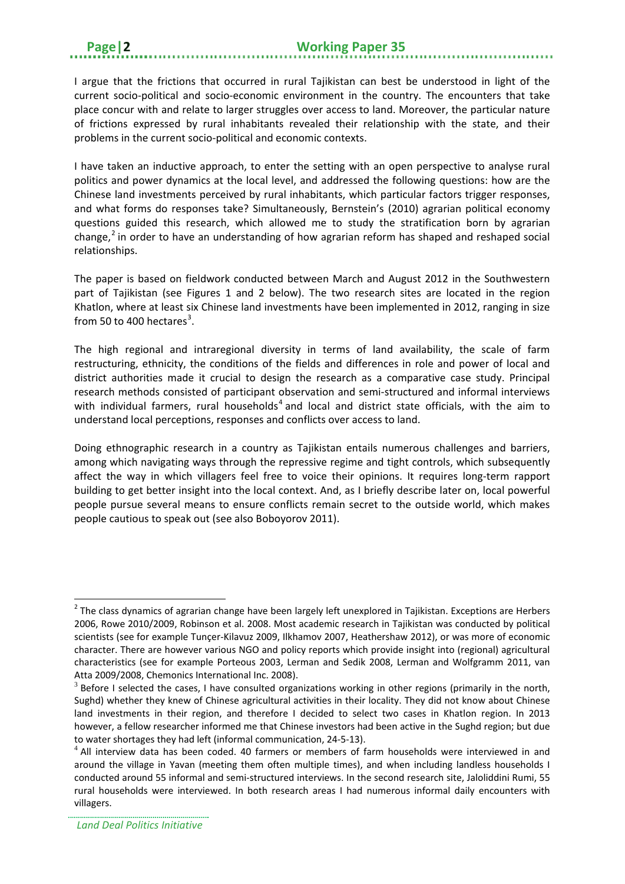I argue that the frictions that occurred in rural Tajikistan can best be understood in light of the current socio-political and socio-economic environment in the country. The encounters that take place concur with and relate to larger struggles over access to land. Moreover, the particular nature of frictions expressed by rural inhabitants revealed their relationship with the state, and their problems in the current socio-political and economic contexts.

I have taken an inductive approach, to enter the setting with an open perspective to analyse rural politics and power dynamics at the local level, and addressed the following questions: how are the Chinese land investments perceived by rural inhabitants, which particular factors trigger responses, and what forms do responses take? Simultaneously, Bernstein's (2010) agrarian political economy questions guided this research, which allowed me to study the stratification born by agrarian change,[2] in order to have an understanding of how agrarian reform has shaped and reshaped social relationships.

The paper is based on fieldwork conducted between March and August 2012 in the Southwestern part of Tajikistan (see Figures 1 and 2 below). The two research sites are located in the region Khatlon, where at least six Chinese land investments have been implemented in 2012, ranging in size from 50 to 400 hectares[3].

The high regional and intraregional diversity in terms of land availability, the scale of farm restructuring, ethnicity, the conditions of the fields and differences in role and power of local and district authorities made it crucial to design the research as a comparative case study. Principal research methods consisted of participant observation and semi-structured and informal interviews with individual farmers, rural households[4] and local and district state officials, with the aim to understand local perceptions, responses and conflicts over access to land.

Doing ethnographic research in a country as Tajikistan entails numerous challenges and barriers, among which navigating ways through the repressive regime and tight controls, which subsequently affect the way in which villagers feel free to voice their opinions. It requires long-term rapport building to get better insight into the local context. And, as I briefly describe later on, local powerful people pursue several means to ensure conflicts remain secret to the outside world, which makes people cautious to speak out (see also Boboyorov 2011).

---

[2] The class dynamics of agrarian change have been largely left unexplored in Tajikistan. Exceptions are Herbers 2006, Rowe 2010/2009, Robinson et al. 2008. Most academic research in Tajikistan was conducted by political scientists (see for example Tunçer-Kilavuz 2009, Ilkhamov 2007, Heathershaw 2012), or was more of economic character. There are however various NGO and policy reports which provide insight into (regional) agricultural characteristics (see for example Porteous 2003, Lerman and Sedik 2008, Lerman and Wolfgramm 2011, van Atta 2009/2008, Chemonics International Inc. 2008).

[3] Before I selected the cases, I have consulted organizations working in other regions (primarily in the north, Sughd) whether they knew of Chinese agricultural activities in their locality. They did not know about Chinese land investments in their region, and therefore I decided to select two cases in Khatlon region. In 2013 however, a fellow researcher informed me that Chinese investors had been active in the Sughd region; but due to water shortages they had left (informal communication, 24-5-13).

[4] All interview data has been coded. 40 farmers or members of farm households were interviewed in and around the village in Yavan (meeting them often multiple times), and when including landless households I conducted around 55 informal and semi-structured interviews. In the second research site, Jaloliddini Rumi, 55 rural households were interviewed. In both research areas I had numerous informal daily encounters with villagers.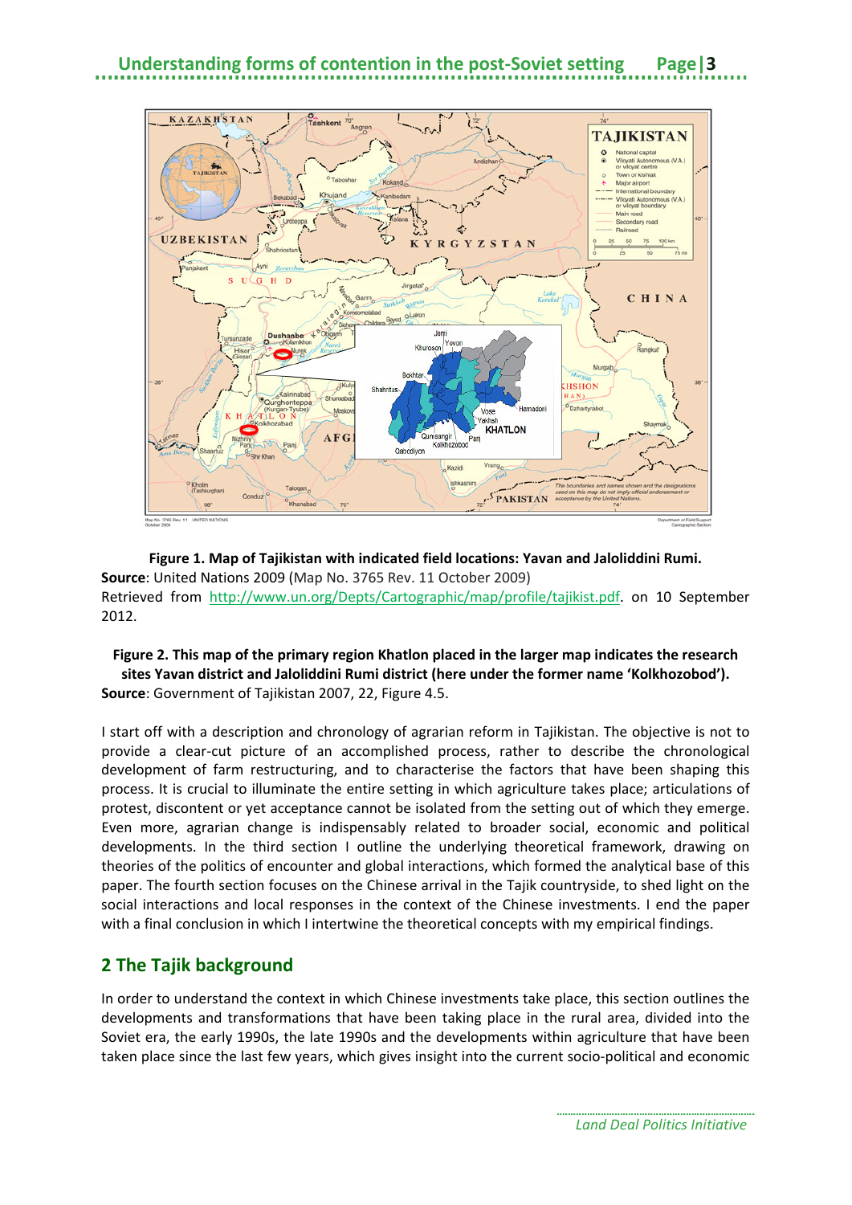**Figure 1. Map of Tajikistan with indicated field locations: Yavan and Jaloliddini Rumi.**
**Source**: United Nations 2009 (Map No. 3765 Rev. 11 October 2009)
Retrieved from http://www.un.org/Depts/Cartographic/map/profile/tajikist.pdf. on 10 September 2012.

**Figure 2. This map of the primary region Khatlon placed in the larger map indicates the research sites Yavan district and Jaloliddini Rumi district (here under the former name 'Kolkhozobod').**
**Source**: Government of Tajikistan 2007, 22, Figure 4.5.

I start off with a description and chronology of agrarian reform in Tajikistan. The objective is not to provide a clear-cut picture of an accomplished process, rather to describe the chronological development of farm restructuring, and to characterise the factors that have been shaping this process. It is crucial to illuminate the entire setting in which agriculture takes place; articulations of protest, discontent or yet acceptance cannot be isolated from the setting out of which they emerge. Even more, agrarian change is indispensably related to broader social, economic and political developments. In the third section I outline the underlying theoretical framework, drawing on theories of the politics of encounter and global interactions, which formed the analytical base of this paper. The fourth section focuses on the Chinese arrival in the Tajik countryside, to shed light on the social interactions and local responses in the context of the Chinese investments. I end the paper with a final conclusion in which I intertwine the theoretical concepts with my empirical findings.

## 2 The Tajik background

In order to understand the context in which Chinese investments take place, this section outlines the developments and transformations that have been taking place in the rural area, divided into the Soviet era, the early 1990s, the late 1990s and the developments within agriculture that have been taken place since the last few years, which gives insight into the current socio-political and economic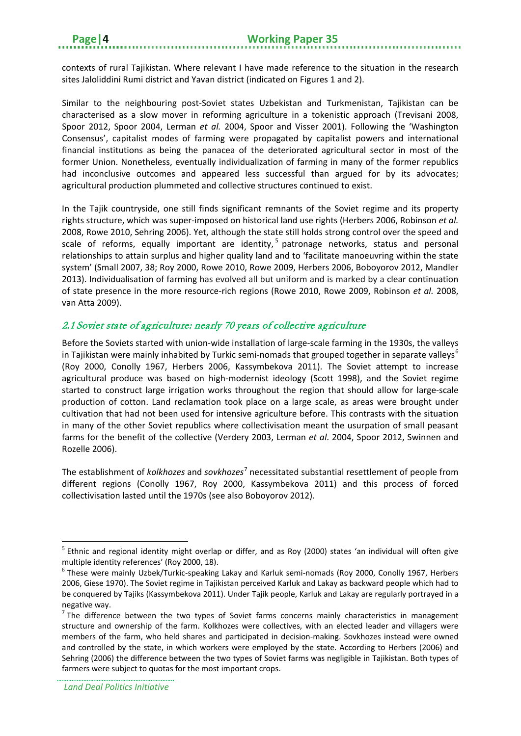contexts of rural Tajikistan. Where relevant I have made reference to the situation in the research sites Jaloliddini Rumi district and Yavan district (indicated on Figures 1 and 2).

Similar to the neighbouring post-Soviet states Uzbekistan and Turkmenistan, Tajikistan can be characterised as a slow mover in reforming agriculture in a tokenistic approach (Trevisani 2008, Spoor 2012, Spoor 2004, Lerman *et al.* 2004, Spoor and Visser 2001). Following the 'Washington Consensus', capitalist modes of farming were propagated by capitalist powers and international financial institutions as being the panacea of the deteriorated agricultural sector in most of the former Union. Nonetheless, eventually individualization of farming in many of the former republics had inconclusive outcomes and appeared less successful than argued for by its advocates; agricultural production plummeted and collective structures continued to exist.

In the Tajik countryside, one still finds significant remnants of the Soviet regime and its property rights structure, which was super-imposed on historical land use rights (Herbers 2006, Robinson *et al.* 2008, Rowe 2010, Sehring 2006). Yet, although the state still holds strong control over the speed and scale of reforms, equally important are identity,[5] patronage networks, status and personal relationships to attain surplus and higher quality land and to 'facilitate manoeuvring within the state system' (Small 2007, 38; Roy 2000, Rowe 2010, Rowe 2009, Herbers 2006, Boboyorov 2012, Mandler 2013). Individualisation of farming has evolved all but uniform and is marked by a clear continuation of state presence in the more resource-rich regions (Rowe 2010, Rowe 2009, Robinson *et al.* 2008, van Atta 2009).

## *2.1 Soviet state of agriculture: nearly 70 years of collective agriculture*

Before the Soviets started with union-wide installation of large-scale farming in the 1930s, the valleys in Tajikistan were mainly inhabited by Turkic semi-nomads that grouped together in separate valleys[6] (Roy 2000, Conolly 1967, Herbers 2006, Kassymbekova 2011). The Soviet attempt to increase agricultural produce was based on high-modernist ideology (Scott 1998), and the Soviet regime started to construct large irrigation works throughout the region that should allow for large-scale production of cotton. Land reclamation took place on a large scale, as areas were brought under cultivation that had not been used for intensive agriculture before. This contrasts with the situation in many of the other Soviet republics where collectivisation meant the usurpation of small peasant farms for the benefit of the collective (Verdery 2003, Lerman *et al*. 2004, Spoor 2012, Swinnen and Rozelle 2006).

The establishment of *kolkhozes* and *sovkhozes*[7] necessitated substantial resettlement of people from different regions (Conolly 1967, Roy 2000, Kassymbekova 2011) and this process of forced collectivisation lasted until the 1970s (see also Boboyorov 2012).

---

[5] Ethnic and regional identity might overlap or differ, and as Roy (2000) states 'an individual will often give multiple identity references' (Roy 2000, 18).

[6] These were mainly Uzbek/Turkic-speaking Lakay and Karluk semi-nomads (Roy 2000, Conolly 1967, Herbers 2006, Giese 1970). The Soviet regime in Tajikistan perceived Karluk and Lakay as backward people which had to be conquered by Tajiks (Kassymbekova 2011). Under Tajik people, Karluk and Lakay are regularly portrayed in a negative way.

[7] The difference between the two types of Soviet farms concerns mainly characteristics in management structure and ownership of the farm. Kolkhozes were collectives, with an elected leader and villagers were members of the farm, who held shares and participated in decision-making. Sovkhozes instead were owned and controlled by the state, in which workers were employed by the state. According to Herbers (2006) and Sehring (2006) the difference between the two types of Soviet farms was negligible in Tajikistan. Both types of farmers were subject to quotas for the most important crops.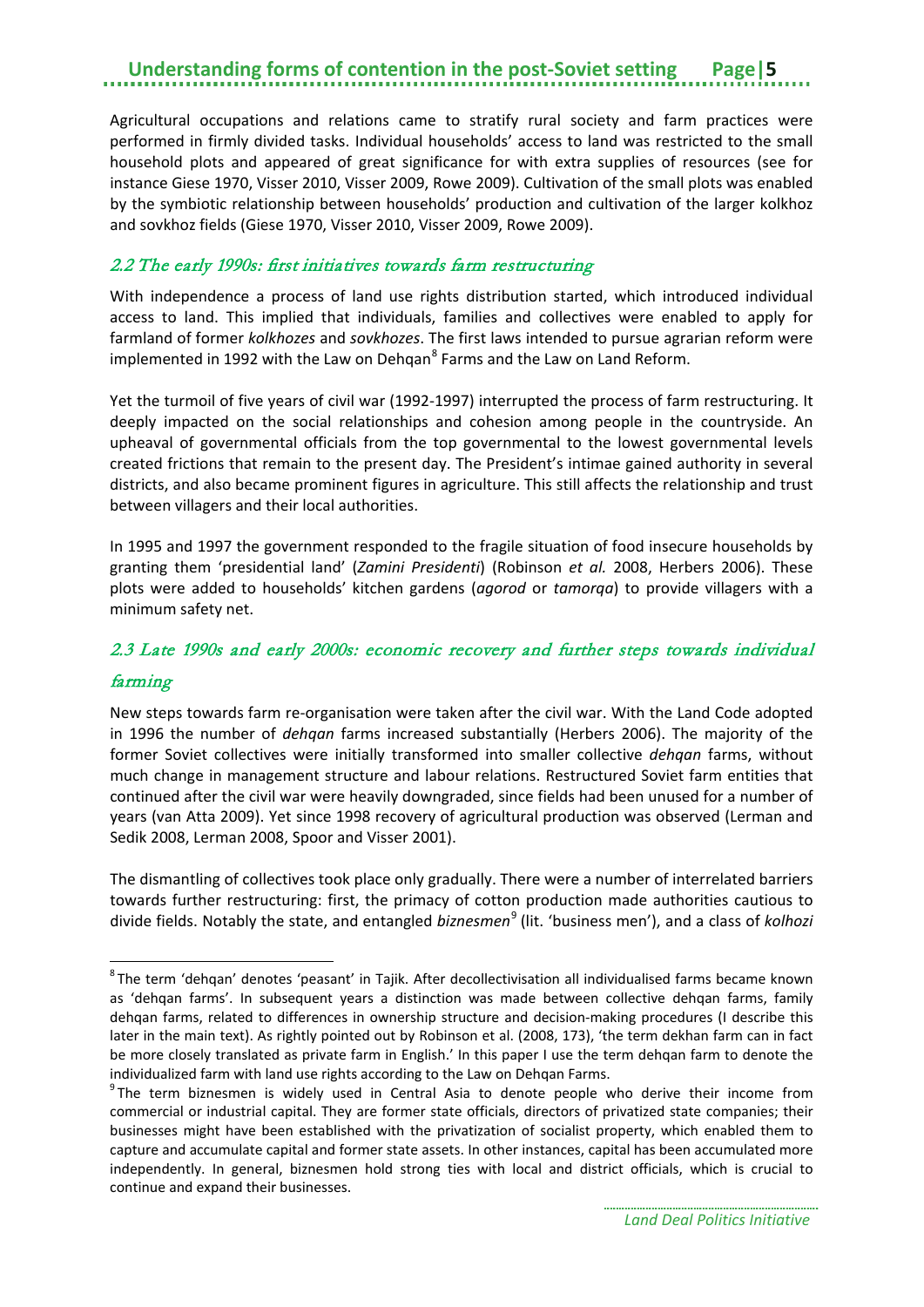Agricultural occupations and relations came to stratify rural society and farm practices were performed in firmly divided tasks. Individual households' access to land was restricted to the small household plots and appeared of great significance for with extra supplies of resources (see for instance Giese 1970, Visser 2010, Visser 2009, Rowe 2009). Cultivation of the small plots was enabled by the symbiotic relationship between households' production and cultivation of the larger kolkhoz and sovkhoz fields (Giese 1970, Visser 2010, Visser 2009, Rowe 2009).

## *2.2 The early 1990s: first initiatives towards farm restructuring*

With independence a process of land use rights distribution started, which introduced individual access to land. This implied that individuals, families and collectives were enabled to apply for farmland of former *kolkhozes* and *sovkhozes*. The first laws intended to pursue agrarian reform were implemented in 1992 with the Law on Dehqan[8] Farms and the Law on Land Reform.

Yet the turmoil of five years of civil war (1992-1997) interrupted the process of farm restructuring. It deeply impacted on the social relationships and cohesion among people in the countryside. An upheaval of governmental officials from the top governmental to the lowest governmental levels created frictions that remain to the present day. The President's intimae gained authority in several districts, and also became prominent figures in agriculture. This still affects the relationship and trust between villagers and their local authorities.

In 1995 and 1997 the government responded to the fragile situation of food insecure households by granting them 'presidential land' (*Zamini Presidenti*) (Robinson *et al.* 2008, Herbers 2006). These plots were added to households' kitchen gardens (*agorod* or *tamorqa*) to provide villagers with a minimum safety net.

## *2.3 Late 1990s and early 2000s: economic recovery and further steps towards individual farming*

New steps towards farm re-organisation were taken after the civil war. With the Land Code adopted in 1996 the number of *dehqan* farms increased substantially (Herbers 2006). The majority of the former Soviet collectives were initially transformed into smaller collective *dehqan* farms, without much change in management structure and labour relations. Restructured Soviet farm entities that continued after the civil war were heavily downgraded, since fields had been unused for a number of years (van Atta 2009). Yet since 1998 recovery of agricultural production was observed (Lerman and Sedik 2008, Lerman 2008, Spoor and Visser 2001).

The dismantling of collectives took place only gradually. There were a number of interrelated barriers towards further restructuring: first, the primacy of cotton production made authorities cautious to divide fields. Notably the state, and entangled *biznesmen*[9] (lit. 'business men'), and a class of *kolhozi*

---

[8] The term 'dehqan' denotes 'peasant' in Tajik. After decollectivisation all individualised farms became known as 'dehqan farms'. In subsequent years a distinction was made between collective dehqan farms, family dehqan farms, related to differences in ownership structure and decision-making procedures (I describe this later in the main text). As rightly pointed out by Robinson et al. (2008, 173), 'the term dekhan farm can in fact be more closely translated as private farm in English.' In this paper I use the term dehqan farm to denote the individualized farm with land use rights according to the Law on Dehqan Farms.

[9] The term biznesmen is widely used in Central Asia to denote people who derive their income from commercial or industrial capital. They are former state officials, directors of privatized state companies; their businesses might have been established with the privatization of socialist property, which enabled them to capture and accumulate capital and former state assets. In other instances, capital has been accumulated more independently. In general, biznesmen hold strong ties with local and district officials, which is crucial to continue and expand their businesses.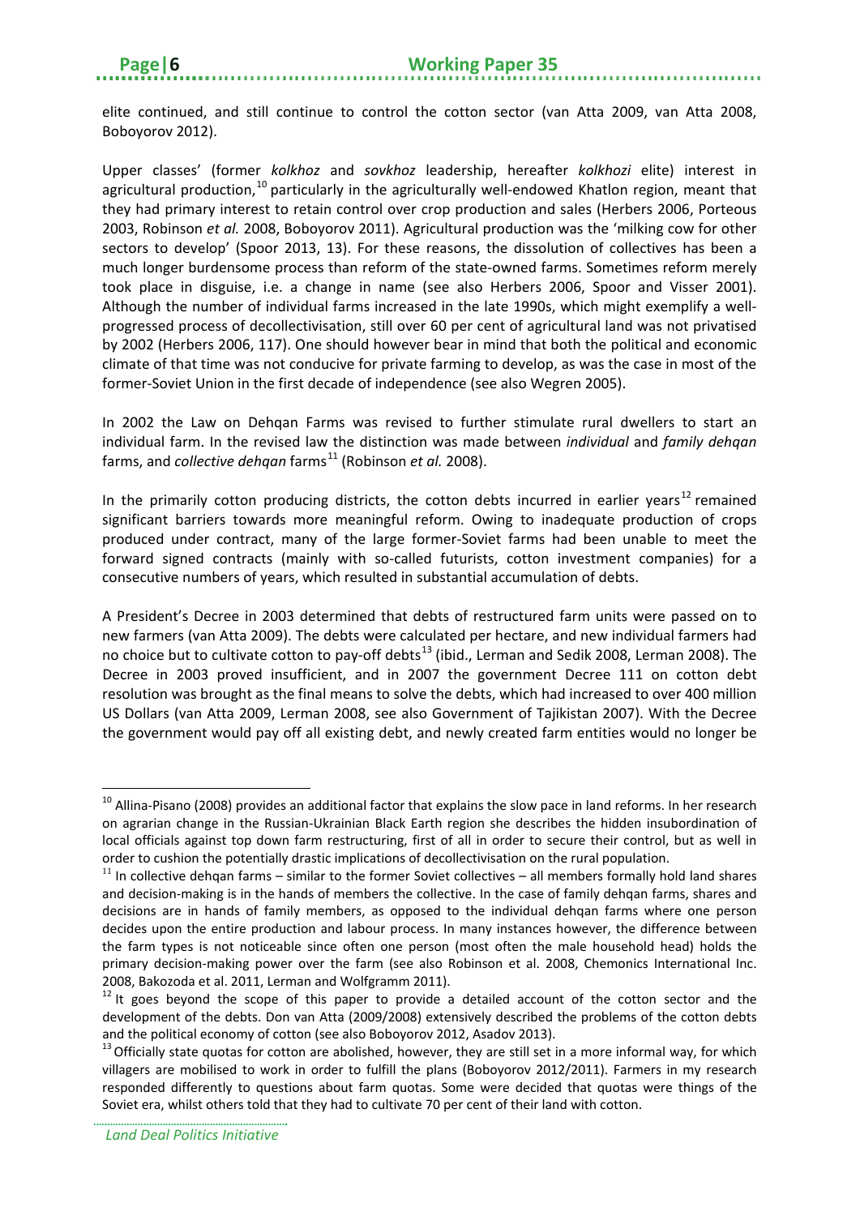elite continued, and still continue to control the cotton sector (van Atta 2009, van Atta 2008, Boboyorov 2012).

Upper classes' (former *kolkhoz* and *sovkhoz* leadership, hereafter *kolkhozi* elite) interest in agricultural production,[10] particularly in the agriculturally well-endowed Khatlon region, meant that they had primary interest to retain control over crop production and sales (Herbers 2006, Porteous 2003, Robinson *et al.* 2008, Boboyorov 2011). Agricultural production was the 'milking cow for other sectors to develop' (Spoor 2013, 13). For these reasons, the dissolution of collectives has been a much longer burdensome process than reform of the state-owned farms. Sometimes reform merely took place in disguise, i.e. a change in name (see also Herbers 2006, Spoor and Visser 2001). Although the number of individual farms increased in the late 1990s, which might exemplify a well-progressed process of decollectivisation, still over 60 per cent of agricultural land was not privatised by 2002 (Herbers 2006, 117). One should however bear in mind that both the political and economic climate of that time was not conducive for private farming to develop, as was the case in most of the former-Soviet Union in the first decade of independence (see also Wegren 2005).

In 2002 the Law on Dehqan Farms was revised to further stimulate rural dwellers to start an individual farm. In the revised law the distinction was made between *individual* and *family dehqan* farms, and *collective dehqan* farms[11] (Robinson *et al.* 2008).

In the primarily cotton producing districts, the cotton debts incurred in earlier years[12] remained significant barriers towards more meaningful reform. Owing to inadequate production of crops produced under contract, many of the large former-Soviet farms had been unable to meet the forward signed contracts (mainly with so-called futurists, cotton investment companies) for a consecutive numbers of years, which resulted in substantial accumulation of debts.

A President's Decree in 2003 determined that debts of restructured farm units were passed on to new farmers (van Atta 2009). The debts were calculated per hectare, and new individual farmers had no choice but to cultivate cotton to pay-off debts[13] (ibid., Lerman and Sedik 2008, Lerman 2008). The Decree in 2003 proved insufficient, and in 2007 the government Decree 111 on cotton debt resolution was brought as the final means to solve the debts, which had increased to over 400 million US Dollars (van Atta 2009, Lerman 2008, see also Government of Tajikistan 2007). With the Decree the government would pay off all existing debt, and newly created farm entities would no longer be

---

[10] Allina-Pisano (2008) provides an additional factor that explains the slow pace in land reforms. In her research on agrarian change in the Russian-Ukrainian Black Earth region she describes the hidden insubordination of local officials against top down farm restructuring, first of all in order to secure their control, but as well in order to cushion the potentially drastic implications of decollectivisation on the rural population.

[11] In collective dehqan farms – similar to the former Soviet collectives – all members formally hold land shares and decision-making is in the hands of members the collective. In the case of family dehqan farms, shares and decisions are in hands of family members, as opposed to the individual dehqan farms where one person decides upon the entire production and labour process. In many instances however, the difference between the farm types is not noticeable since often one person (most often the male household head) holds the primary decision-making power over the farm (see also Robinson et al. 2008, Chemonics International Inc. 2008, Bakozoda et al. 2011, Lerman and Wolfgramm 2011).

[12] It goes beyond the scope of this paper to provide a detailed account of the cotton sector and the development of the debts. Don van Atta (2009/2008) extensively described the problems of the cotton debts and the political economy of cotton (see also Boboyorov 2012, Asadov 2013).

[13] Officially state quotas for cotton are abolished, however, they are still set in a more informal way, for which villagers are mobilised to work in order to fulfill the plans (Boboyorov 2012/2011). Farmers in my research responded differently to questions about farm quotas. Some were decided that quotas were things of the Soviet era, whilst others told that they had to cultivate 70 per cent of their land with cotton.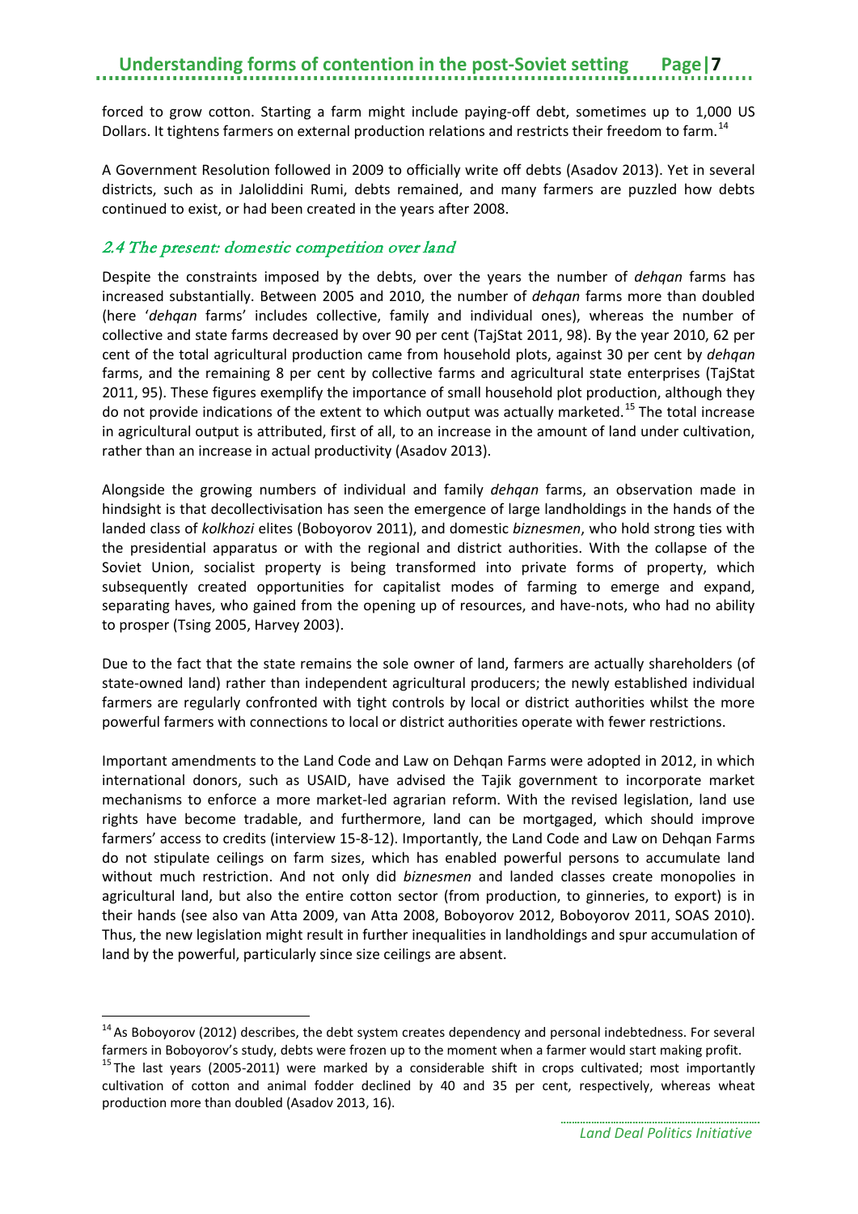forced to grow cotton. Starting a farm might include paying-off debt, sometimes up to 1,000 US Dollars. It tightens farmers on external production relations and restricts their freedom to farm.[14]

A Government Resolution followed in 2009 to officially write off debts (Asadov 2013). Yet in several districts, such as in Jaloliddini Rumi, debts remained, and many farmers are puzzled how debts continued to exist, or had been created in the years after 2008.

## 2.4 The present: domestic competition over land

Despite the constraints imposed by the debts, over the years the number of *dehqan* farms has increased substantially. Between 2005 and 2010, the number of *dehqan* farms more than doubled (here '*dehqan* farms' includes collective, family and individual ones), whereas the number of collective and state farms decreased by over 90 per cent (TajStat 2011, 98). By the year 2010, 62 per cent of the total agricultural production came from household plots, against 30 per cent by *dehqan* farms, and the remaining 8 per cent by collective farms and agricultural state enterprises (TajStat 2011, 95). These figures exemplify the importance of small household plot production, although they do not provide indications of the extent to which output was actually marketed.[15] The total increase in agricultural output is attributed, first of all, to an increase in the amount of land under cultivation, rather than an increase in actual productivity (Asadov 2013).

Alongside the growing numbers of individual and family *dehqan* farms, an observation made in hindsight is that decollectivisation has seen the emergence of large landholdings in the hands of the landed class of *kolkhozi* elites (Boboyorov 2011), and domestic *biznesmen*, who hold strong ties with the presidential apparatus or with the regional and district authorities. With the collapse of the Soviet Union, socialist property is being transformed into private forms of property, which subsequently created opportunities for capitalist modes of farming to emerge and expand, separating haves, who gained from the opening up of resources, and have-nots, who had no ability to prosper (Tsing 2005, Harvey 2003).

Due to the fact that the state remains the sole owner of land, farmers are actually shareholders (of state-owned land) rather than independent agricultural producers; the newly established individual farmers are regularly confronted with tight controls by local or district authorities whilst the more powerful farmers with connections to local or district authorities operate with fewer restrictions.

Important amendments to the Land Code and Law on Dehqan Farms were adopted in 2012, in which international donors, such as USAID, have advised the Tajik government to incorporate market mechanisms to enforce a more market-led agrarian reform. With the revised legislation, land use rights have become tradable, and furthermore, land can be mortgaged, which should improve farmers' access to credits (interview 15-8-12). Importantly, the Land Code and Law on Dehqan Farms do not stipulate ceilings on farm sizes, which has enabled powerful persons to accumulate land without much restriction. And not only did *biznesmen* and landed classes create monopolies in agricultural land, but also the entire cotton sector (from production, to ginneries, to export) is in their hands (see also van Atta 2009, van Atta 2008, Boboyorov 2012, Boboyorov 2011, SOAS 2010). Thus, the new legislation might result in further inequalities in landholdings and spur accumulation of land by the powerful, particularly since size ceilings are absent.

---

[14] As Boboyorov (2012) describes, the debt system creates dependency and personal indebtedness. For several farmers in Boboyorov's study, debts were frozen up to the moment when a farmer would start making profit.

[15] The last years (2005-2011) were marked by a considerable shift in crops cultivated; most importantly cultivation of cotton and animal fodder declined by 40 and 35 per cent, respectively, whereas wheat production more than doubled (Asadov 2013, 16).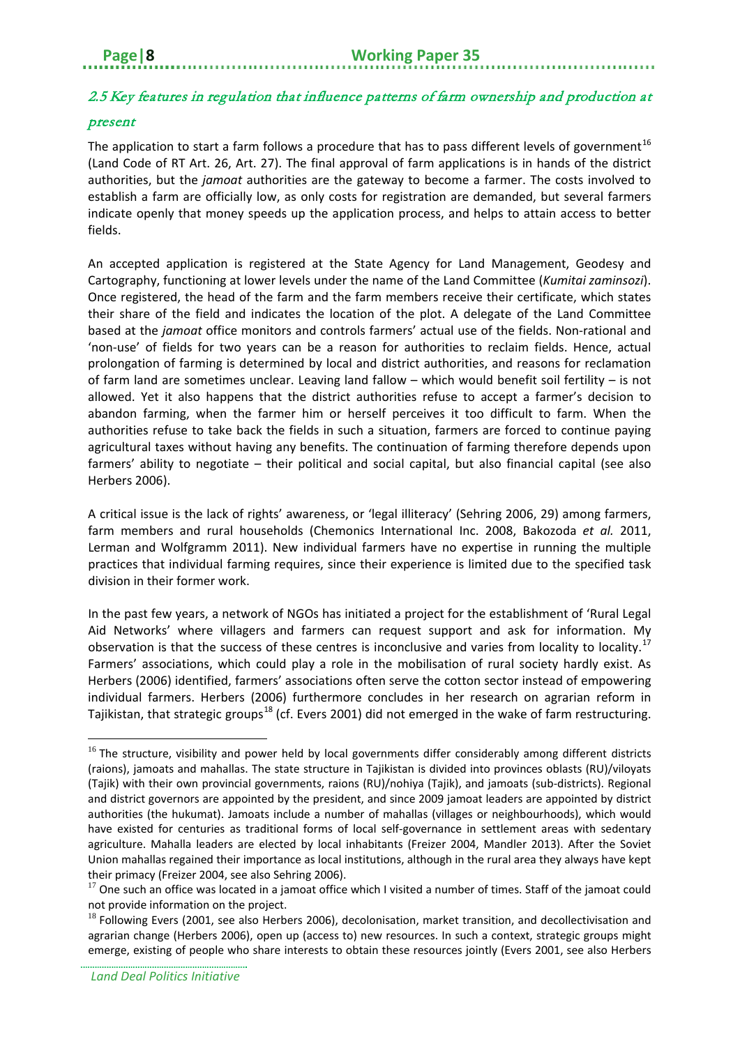## 2.5 Key features in regulation that influence patterns of farm ownership and production at present

The application to start a farm follows a procedure that has to pass different levels of government[16] (Land Code of RT Art. 26, Art. 27). The final approval of farm applications is in hands of the district authorities, but the *jamoat* authorities are the gateway to become a farmer. The costs involved to establish a farm are officially low, as only costs for registration are demanded, but several farmers indicate openly that money speeds up the application process, and helps to attain access to better fields.

An accepted application is registered at the State Agency for Land Management, Geodesy and Cartography, functioning at lower levels under the name of the Land Committee (*Kumitai zaminsozi*). Once registered, the head of the farm and the farm members receive their certificate, which states their share of the field and indicates the location of the plot. A delegate of the Land Committee based at the *jamoat* office monitors and controls farmers' actual use of the fields. Non-rational and 'non-use' of fields for two years can be a reason for authorities to reclaim fields. Hence, actual prolongation of farming is determined by local and district authorities, and reasons for reclamation of farm land are sometimes unclear. Leaving land fallow – which would benefit soil fertility – is not allowed. Yet it also happens that the district authorities refuse to accept a farmer's decision to abandon farming, when the farmer him or herself perceives it too difficult to farm. When the authorities refuse to take back the fields in such a situation, farmers are forced to continue paying agricultural taxes without having any benefits. The continuation of farming therefore depends upon farmers' ability to negotiate – their political and social capital, but also financial capital (see also Herbers 2006).

A critical issue is the lack of rights' awareness, or 'legal illiteracy' (Sehring 2006, 29) among farmers, farm members and rural households (Chemonics International Inc. 2008, Bakozoda *et al.* 2011, Lerman and Wolfgramm 2011). New individual farmers have no expertise in running the multiple practices that individual farming requires, since their experience is limited due to the specified task division in their former work.

In the past few years, a network of NGOs has initiated a project for the establishment of 'Rural Legal Aid Networks' where villagers and farmers can request support and ask for information. My observation is that the success of these centres is inconclusive and varies from locality to locality.[17] Farmers' associations, which could play a role in the mobilisation of rural society hardly exist. As Herbers (2006) identified, farmers' associations often serve the cotton sector instead of empowering individual farmers. Herbers (2006) furthermore concludes in her research on agrarian reform in Tajikistan, that strategic groups[18] (cf. Evers 2001) did not emerged in the wake of farm restructuring.

---

[16] The structure, visibility and power held by local governments differ considerably among different districts (raions), jamoats and mahallas. The state structure in Tajikistan is divided into provinces oblasts (RU)/viloyats (Tajik) with their own provincial governments, raions (RU)/nohiya (Tajik), and jamoats (sub-districts). Regional and district governors are appointed by the president, and since 2009 jamoat leaders are appointed by district authorities (the hukumat). Jamoats include a number of mahallas (villages or neighbourhoods), which would have existed for centuries as traditional forms of local self-governance in settlement areas with sedentary agriculture. Mahalla leaders are elected by local inhabitants (Freizer 2004, Mandler 2013). After the Soviet Union mahallas regained their importance as local institutions, although in the rural area they always have kept their primacy (Freizer 2004, see also Sehring 2006).

[17] One such an office was located in a jamoat office which I visited a number of times. Staff of the jamoat could not provide information on the project.

[18] Following Evers (2001, see also Herbers 2006), decolonisation, market transition, and decollectivisation and agrarian change (Herbers 2006), open up (access to) new resources. In such a context, strategic groups might emerge, existing of people who share interests to obtain these resources jointly (Evers 2001, see also Herbers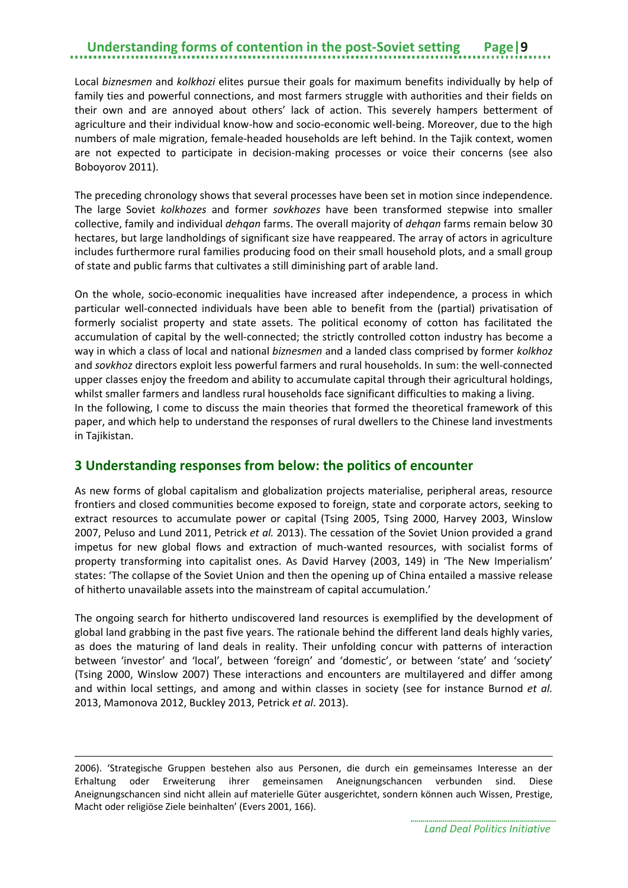Local *biznesmen* and *kolkhozi* elites pursue their goals for maximum benefits individually by help of family ties and powerful connections, and most farmers struggle with authorities and their fields on their own and are annoyed about others' lack of action. This severely hampers betterment of agriculture and their individual know-how and socio-economic well-being. Moreover, due to the high numbers of male migration, female-headed households are left behind. In the Tajik context, women are not expected to participate in decision-making processes or voice their concerns (see also Boboyorov 2011).

The preceding chronology shows that several processes have been set in motion since independence. The large Soviet *kolkhozes* and former *sovkhozes* have been transformed stepwise into smaller collective, family and individual *dehqan* farms. The overall majority of *dehqan* farms remain below 30 hectares, but large landholdings of significant size have reappeared. The array of actors in agriculture includes furthermore rural families producing food on their small household plots, and a small group of state and public farms that cultivates a still diminishing part of arable land.

On the whole, socio-economic inequalities have increased after independence, a process in which particular well-connected individuals have been able to benefit from the (partial) privatisation of formerly socialist property and state assets. The political economy of cotton has facilitated the accumulation of capital by the well-connected; the strictly controlled cotton industry has become a way in which a class of local and national *biznesmen* and a landed class comprised by former *kolkhoz* and *sovkhoz* directors exploit less powerful farmers and rural households. In sum: the well-connected upper classes enjoy the freedom and ability to accumulate capital through their agricultural holdings, whilst smaller farmers and landless rural households face significant difficulties to making a living.
In the following, I come to discuss the main theories that formed the theoretical framework of this paper, and which help to understand the responses of rural dwellers to the Chinese land investments in Tajikistan.

## 3 Understanding responses from below: the politics of encounter

As new forms of global capitalism and globalization projects materialise, peripheral areas, resource frontiers and closed communities become exposed to foreign, state and corporate actors, seeking to extract resources to accumulate power or capital (Tsing 2005, Tsing 2000, Harvey 2003, Winslow 2007, Peluso and Lund 2011, Petrick *et al.* 2013). The cessation of the Soviet Union provided a grand impetus for new global flows and extraction of much-wanted resources, with socialist forms of property transforming into capitalist ones. As David Harvey (2003, 149) in 'The New Imperialism' states: 'The collapse of the Soviet Union and then the opening up of China entailed a massive release of hitherto unavailable assets into the mainstream of capital accumulation.'

The ongoing search for hitherto undiscovered land resources is exemplified by the development of global land grabbing in the past five years. The rationale behind the different land deals highly varies, as does the maturing of land deals in reality. Their unfolding concur with patterns of interaction between 'investor' and 'local', between 'foreign' and 'domestic', or between 'state' and 'society' (Tsing 2000, Winslow 2007) These interactions and encounters are multilayered and differ among and within local settings, and among and within classes in society (see for instance Burnod *et al.* 2013, Mamonova 2012, Buckley 2013, Petrick *et al*. 2013).

---

2006). 'Strategische Gruppen bestehen also aus Personen, die durch ein gemeinsames Interesse an der Erhaltung oder Erweiterung ihrer gemeinsamen Aneignungschancen verbunden sind. Diese Aneignungschancen sind nicht allein auf materielle Güter ausgerichtet, sondern können auch Wissen, Prestige, Macht oder religiöse Ziele beinhalten' (Evers 2001, 166).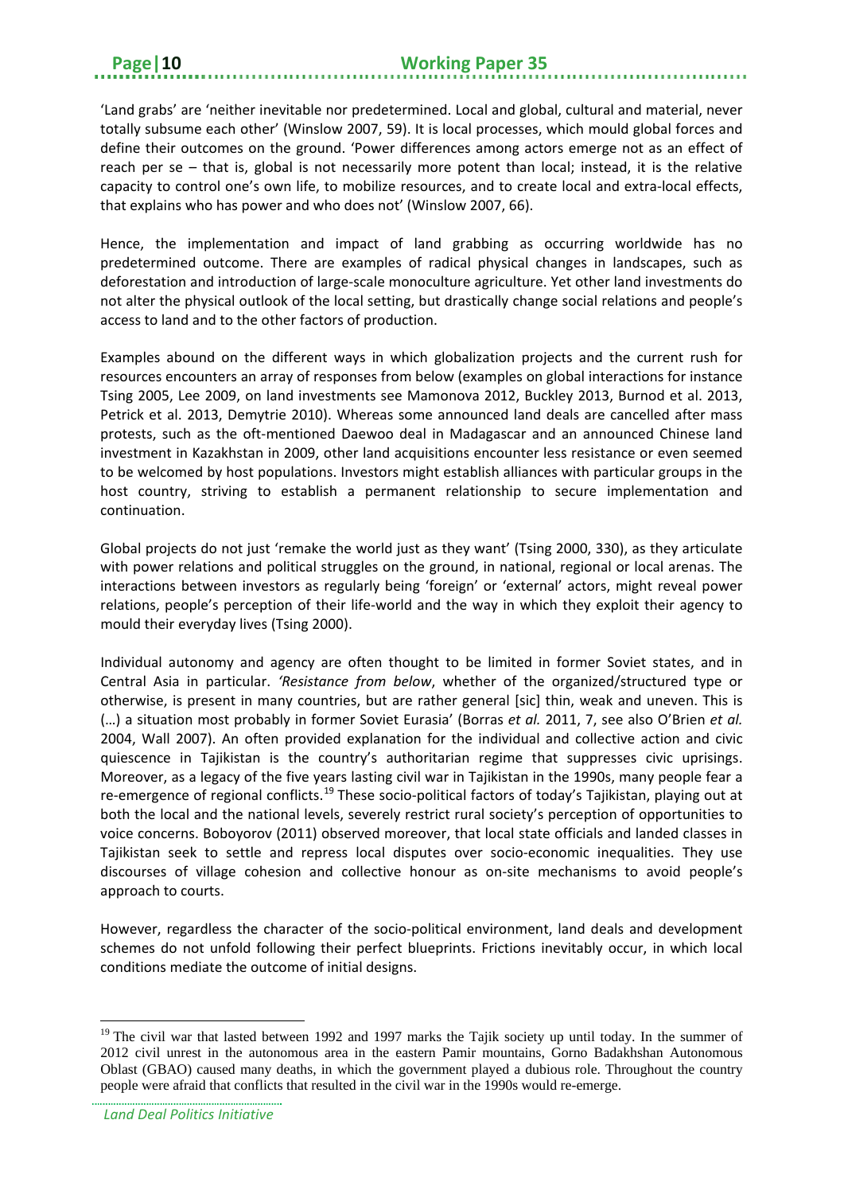'Land grabs' are 'neither inevitable nor predetermined. Local and global, cultural and material, never totally subsume each other' (Winslow 2007, 59). It is local processes, which mould global forces and define their outcomes on the ground. 'Power differences among actors emerge not as an effect of reach per se – that is, global is not necessarily more potent than local; instead, it is the relative capacity to control one's own life, to mobilize resources, and to create local and extra-local effects, that explains who has power and who does not' (Winslow 2007, 66).

Hence, the implementation and impact of land grabbing as occurring worldwide has no predetermined outcome. There are examples of radical physical changes in landscapes, such as deforestation and introduction of large-scale monoculture agriculture. Yet other land investments do not alter the physical outlook of the local setting, but drastically change social relations and people's access to land and to the other factors of production.

Examples abound on the different ways in which globalization projects and the current rush for resources encounters an array of responses from below (examples on global interactions for instance Tsing 2005, Lee 2009, on land investments see Mamonova 2012, Buckley 2013, Burnod et al. 2013, Petrick et al. 2013, Demytrie 2010). Whereas some announced land deals are cancelled after mass protests, such as the oft-mentioned Daewoo deal in Madagascar and an announced Chinese land investment in Kazakhstan in 2009, other land acquisitions encounter less resistance or even seemed to be welcomed by host populations. Investors might establish alliances with particular groups in the host country, striving to establish a permanent relationship to secure implementation and continuation.

Global projects do not just 'remake the world just as they want' (Tsing 2000, 330), as they articulate with power relations and political struggles on the ground, in national, regional or local arenas. The interactions between investors as regularly being 'foreign' or 'external' actors, might reveal power relations, people's perception of their life-world and the way in which they exploit their agency to mould their everyday lives (Tsing 2000).

Individual autonomy and agency are often thought to be limited in former Soviet states, and in Central Asia in particular. *'Resistance from below*, whether of the organized/structured type or otherwise, is present in many countries, but are rather general [sic] thin, weak and uneven. This is (…) a situation most probably in former Soviet Eurasia' (Borras *et al.* 2011, 7, see also O'Brien *et al.* 2004, Wall 2007). An often provided explanation for the individual and collective action and civic quiescence in Tajikistan is the country's authoritarian regime that suppresses civic uprisings. Moreover, as a legacy of the five years lasting civil war in Tajikistan in the 1990s, many people fear a re-emergence of regional conflicts.[19] These socio-political factors of today's Tajikistan, playing out at both the local and the national levels, severely restrict rural society's perception of opportunities to voice concerns. Boboyorov (2011) observed moreover, that local state officials and landed classes in Tajikistan seek to settle and repress local disputes over socio-economic inequalities. They use discourses of village cohesion and collective honour as on-site mechanisms to avoid people's approach to courts.

However, regardless the character of the socio-political environment, land deals and development schemes do not unfold following their perfect blueprints. Frictions inevitably occur, in which local conditions mediate the outcome of initial designs.

---

[19] The civil war that lasted between 1992 and 1997 marks the Tajik society up until today. In the summer of 2012 civil unrest in the autonomous area in the eastern Pamir mountains, Gorno Badakhshan Autonomous Oblast (GBAO) caused many deaths, in which the government played a dubious role. Throughout the country people were afraid that conflicts that resulted in the civil war in the 1990s would re-emerge.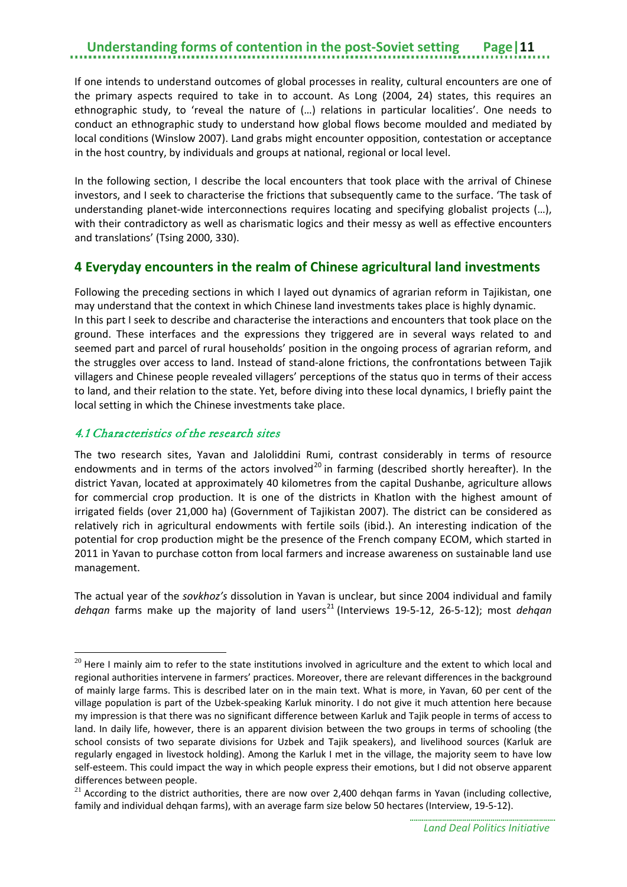If one intends to understand outcomes of global processes in reality, cultural encounters are one of the primary aspects required to take in to account. As Long (2004, 24) states, this requires an ethnographic study, to 'reveal the nature of (…) relations in particular localities'. One needs to conduct an ethnographic study to understand how global flows become moulded and mediated by local conditions (Winslow 2007). Land grabs might encounter opposition, contestation or acceptance in the host country, by individuals and groups at national, regional or local level.

In the following section, I describe the local encounters that took place with the arrival of Chinese investors, and I seek to characterise the frictions that subsequently came to the surface. 'The task of understanding planet-wide interconnections requires locating and specifying globalist projects (…), with their contradictory as well as charismatic logics and their messy as well as effective encounters and translations' (Tsing 2000, 330).

## 4 Everyday encounters in the realm of Chinese agricultural land investments

Following the preceding sections in which I layed out dynamics of agrarian reform in Tajikistan, one may understand that the context in which Chinese land investments takes place is highly dynamic.
In this part I seek to describe and characterise the interactions and encounters that took place on the ground. These interfaces and the expressions they triggered are in several ways related to and seemed part and parcel of rural households' position in the ongoing process of agrarian reform, and the struggles over access to land. Instead of stand-alone frictions, the confrontations between Tajik villagers and Chinese people revealed villagers' perceptions of the status quo in terms of their access to land, and their relation to the state. Yet, before diving into these local dynamics, I briefly paint the local setting in which the Chinese investments take place.

### *4.1 Characteristics of the research sites*

The two research sites, Yavan and Jaloliddini Rumi, contrast considerably in terms of resource endowments and in terms of the actors involved[20] in farming (described shortly hereafter). In the district Yavan, located at approximately 40 kilometres from the capital Dushanbe, agriculture allows for commercial crop production. It is one of the districts in Khatlon with the highest amount of irrigated fields (over 21,000 ha) (Government of Tajikistan 2007). The district can be considered as relatively rich in agricultural endowments with fertile soils (ibid.). An interesting indication of the potential for crop production might be the presence of the French company ECOM, which started in 2011 in Yavan to purchase cotton from local farmers and increase awareness on sustainable land use management.

The actual year of the *sovkhoz's* dissolution in Yavan is unclear, but since 2004 individual and family *dehqan* farms make up the majority of land users[21] (Interviews 19-5-12, 26-5-12); most *dehqan*

---

[20] Here I mainly aim to refer to the state institutions involved in agriculture and the extent to which local and regional authorities intervene in farmers' practices. Moreover, there are relevant differences in the background of mainly large farms. This is described later on in the main text. What is more, in Yavan, 60 per cent of the village population is part of the Uzbek-speaking Karluk minority. I do not give it much attention here because my impression is that there was no significant difference between Karluk and Tajik people in terms of access to land. In daily life, however, there is an apparent division between the two groups in terms of schooling (the school consists of two separate divisions for Uzbek and Tajik speakers), and livelihood sources (Karluk are regularly engaged in livestock holding). Among the Karluk I met in the village, the majority seem to have low self-esteem. This could impact the way in which people express their emotions, but I did not observe apparent differences between people.

[21] According to the district authorities, there are now over 2,400 dehqan farms in Yavan (including collective, family and individual dehqan farms), with an average farm size below 50 hectares (Interview, 19-5-12).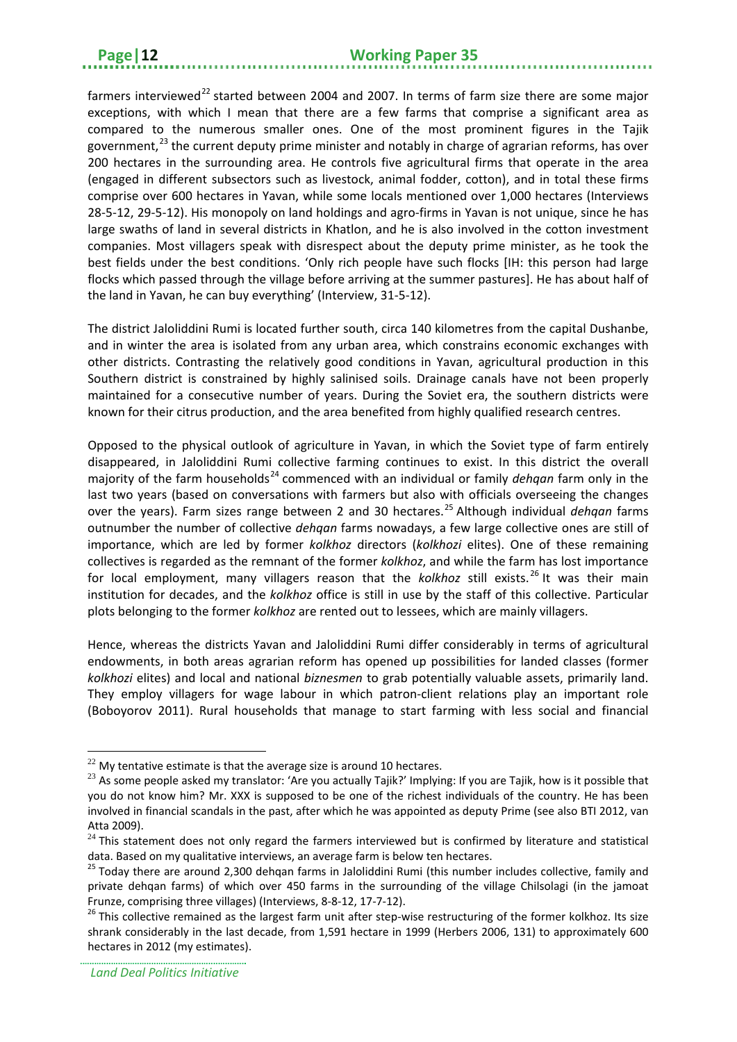farmers interviewed[22] started between 2004 and 2007. In terms of farm size there are some major exceptions, with which I mean that there are a few farms that comprise a significant area as compared to the numerous smaller ones. One of the most prominent figures in the Tajik government,[23] the current deputy prime minister and notably in charge of agrarian reforms, has over 200 hectares in the surrounding area. He controls five agricultural firms that operate in the area (engaged in different subsectors such as livestock, animal fodder, cotton), and in total these firms comprise over 600 hectares in Yavan, while some locals mentioned over 1,000 hectares (Interviews 28-5-12, 29-5-12). His monopoly on land holdings and agro-firms in Yavan is not unique, since he has large swaths of land in several districts in Khatlon, and he is also involved in the cotton investment companies. Most villagers speak with disrespect about the deputy prime minister, as he took the best fields under the best conditions. 'Only rich people have such flocks [IH: this person had large flocks which passed through the village before arriving at the summer pastures]. He has about half of the land in Yavan, he can buy everything' (Interview, 31-5-12).

The district Jaloliddini Rumi is located further south, circa 140 kilometres from the capital Dushanbe, and in winter the area is isolated from any urban area, which constrains economic exchanges with other districts. Contrasting the relatively good conditions in Yavan, agricultural production in this Southern district is constrained by highly salinised soils. Drainage canals have not been properly maintained for a consecutive number of years. During the Soviet era, the southern districts were known for their citrus production, and the area benefited from highly qualified research centres.

Opposed to the physical outlook of agriculture in Yavan, in which the Soviet type of farm entirely disappeared, in Jaloliddini Rumi collective farming continues to exist. In this district the overall majority of the farm households[24] commenced with an individual or family *dehqan* farm only in the last two years (based on conversations with farmers but also with officials overseeing the changes over the years). Farm sizes range between 2 and 30 hectares.[25] Although individual *dehqan* farms outnumber the number of collective *dehqan* farms nowadays, a few large collective ones are still of importance, which are led by former *kolkhoz* directors (*kolkhozi* elites). One of these remaining collectives is regarded as the remnant of the former *kolkhoz*, and while the farm has lost importance for local employment, many villagers reason that the *kolkhoz* still exists.[26] It was their main institution for decades, and the *kolkhoz* office is still in use by the staff of this collective. Particular plots belonging to the former *kolkhoz* are rented out to lessees, which are mainly villagers.

Hence, whereas the districts Yavan and Jaloliddini Rumi differ considerably in terms of agricultural endowments, in both areas agrarian reform has opened up possibilities for landed classes (former *kolkhozi* elites) and local and national *biznesmen* to grab potentially valuable assets, primarily land. They employ villagers for wage labour in which patron-client relations play an important role (Boboyorov 2011). Rural households that manage to start farming with less social and financial

---

[22] My tentative estimate is that the average size is around 10 hectares.

[23] As some people asked my translator: 'Are you actually Tajik?' Implying: If you are Tajik, how is it possible that you do not know him? Mr. XXX is supposed to be one of the richest individuals of the country. He has been involved in financial scandals in the past, after which he was appointed as deputy Prime (see also BTI 2012, van Atta 2009).

[24] This statement does not only regard the farmers interviewed but is confirmed by literature and statistical data. Based on my qualitative interviews, an average farm is below ten hectares.

[25] Today there are around 2,300 dehqan farms in Jaloliddini Rumi (this number includes collective, family and private dehqan farms) of which over 450 farms in the surrounding of the village Chilsolagi (in the jamoat Frunze, comprising three villages) (Interviews, 8-8-12, 17-7-12).

[26] This collective remained as the largest farm unit after step-wise restructuring of the former kolkhoz. Its size shrank considerably in the last decade, from 1,591 hectare in 1999 (Herbers 2006, 131) to approximately 600 hectares in 2012 (my estimates).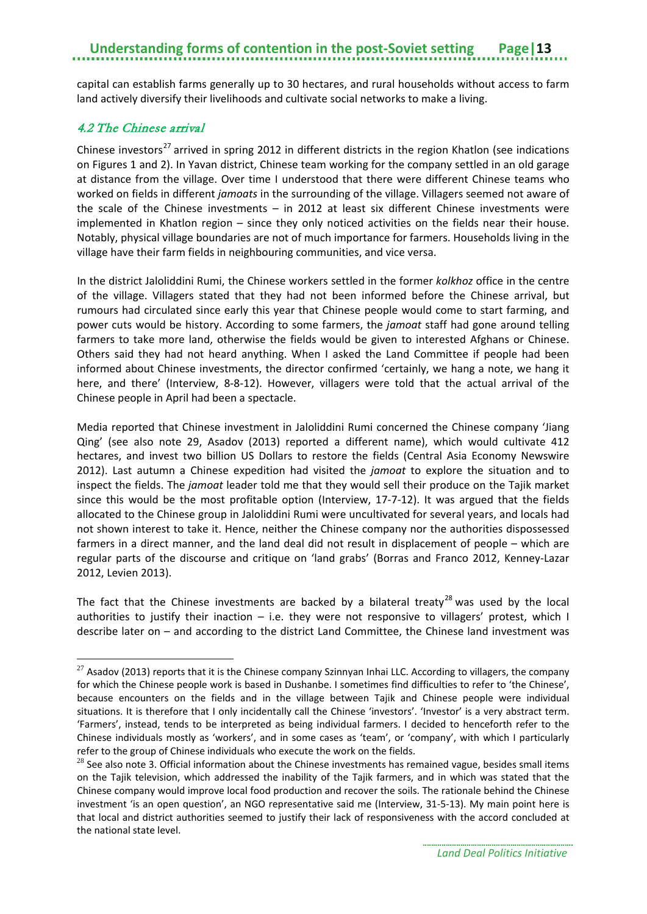capital can establish farms generally up to 30 hectares, and rural households without access to farm land actively diversify their livelihoods and cultivate social networks to make a living.

### *4.2 The Chinese arrival*

Chinese investors[27] arrived in spring 2012 in different districts in the region Khatlon (see indications on Figures 1 and 2). In Yavan district, Chinese team working for the company settled in an old garage at distance from the village. Over time I understood that there were different Chinese teams who worked on fields in different *jamoats* in the surrounding of the village. Villagers seemed not aware of the scale of the Chinese investments – in 2012 at least six different Chinese investments were implemented in Khatlon region – since they only noticed activities on the fields near their house. Notably, physical village boundaries are not of much importance for farmers. Households living in the village have their farm fields in neighbouring communities, and vice versa.

In the district Jaloliddini Rumi, the Chinese workers settled in the former *kolkhoz* office in the centre of the village. Villagers stated that they had not been informed before the Chinese arrival, but rumours had circulated since early this year that Chinese people would come to start farming, and power cuts would be history. According to some farmers, the *jamoat* staff had gone around telling farmers to take more land, otherwise the fields would be given to interested Afghans or Chinese. Others said they had not heard anything. When I asked the Land Committee if people had been informed about Chinese investments, the director confirmed 'certainly, we hang a note, we hang it here, and there' (Interview, 8-8-12). However, villagers were told that the actual arrival of the Chinese people in April had been a spectacle.

Media reported that Chinese investment in Jaloliddini Rumi concerned the Chinese company 'Jiang Qing' (see also note 29, Asadov (2013) reported a different name), which would cultivate 412 hectares, and invest two billion US Dollars to restore the fields (Central Asia Economy Newswire 2012). Last autumn a Chinese expedition had visited the *jamoat* to explore the situation and to inspect the fields. The *jamoat* leader told me that they would sell their produce on the Tajik market since this would be the most profitable option (Interview, 17-7-12). It was argued that the fields allocated to the Chinese group in Jaloliddini Rumi were uncultivated for several years, and locals had not shown interest to take it. Hence, neither the Chinese company nor the authorities dispossessed farmers in a direct manner, and the land deal did not result in displacement of people – which are regular parts of the discourse and critique on 'land grabs' (Borras and Franco 2012, Kenney-Lazar 2012, Levien 2013).

The fact that the Chinese investments are backed by a bilateral treaty[28] was used by the local authorities to justify their inaction – i.e. they were not responsive to villagers' protest, which I describe later on – and according to the district Land Committee, the Chinese land investment was

---

[27] Asadov (2013) reports that it is the Chinese company Szinnyan Inhai LLC. According to villagers, the company for which the Chinese people work is based in Dushanbe. I sometimes find difficulties to refer to 'the Chinese', because encounters on the fields and in the village between Tajik and Chinese people were individual situations. It is therefore that I only incidentally call the Chinese 'investors'. 'Investor' is a very abstract term. 'Farmers', instead, tends to be interpreted as being individual farmers. I decided to henceforth refer to the Chinese individuals mostly as 'workers', and in some cases as 'team', or 'company', with which I particularly refer to the group of Chinese individuals who execute the work on the fields.

[28] See also note 3. Official information about the Chinese investments has remained vague, besides small items on the Tajik television, which addressed the inability of the Tajik farmers, and in which was stated that the Chinese company would improve local food production and recover the soils. The rationale behind the Chinese investment 'is an open question', an NGO representative said me (Interview, 31-5-13). My main point here is that local and district authorities seemed to justify their lack of responsiveness with the accord concluded at the national state level.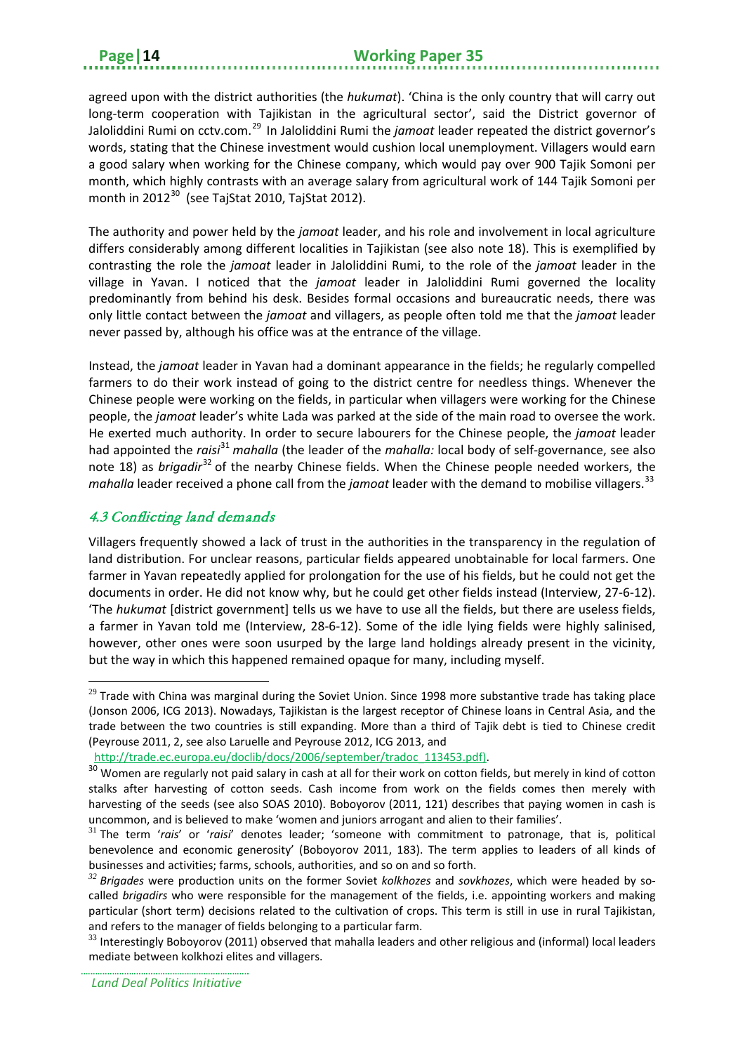agreed upon with the district authorities (the *hukumat*). 'China is the only country that will carry out long-term cooperation with Tajikistan in the agricultural sector', said the District governor of Jaloliddini Rumi on cctv.com.[29] In Jaloliddini Rumi the *jamoat* leader repeated the district governor's words, stating that the Chinese investment would cushion local unemployment. Villagers would earn a good salary when working for the Chinese company, which would pay over 900 Tajik Somoni per month, which highly contrasts with an average salary from agricultural work of 144 Tajik Somoni per month in 2012[30] (see TajStat 2010, TajStat 2012).

The authority and power held by the *jamoat* leader, and his role and involvement in local agriculture differs considerably among different localities in Tajikistan (see also note 18). This is exemplified by contrasting the role the *jamoat* leader in Jaloliddini Rumi, to the role of the *jamoat* leader in the village in Yavan. I noticed that the *jamoat* leader in Jaloliddini Rumi governed the locality predominantly from behind his desk. Besides formal occasions and bureaucratic needs, there was only little contact between the *jamoat* and villagers, as people often told me that the *jamoat* leader never passed by, although his office was at the entrance of the village.

Instead, the *jamoat* leader in Yavan had a dominant appearance in the fields; he regularly compelled farmers to do their work instead of going to the district centre for needless things. Whenever the Chinese people were working on the fields, in particular when villagers were working for the Chinese people, the *jamoat* leader's white Lada was parked at the side of the main road to oversee the work. He exerted much authority. In order to secure labourers for the Chinese people, the *jamoat* leader had appointed the *raisi*[31] *mahalla* (the leader of the *mahalla:* local body of self-governance, see also note 18) as *brigadir*[32] of the nearby Chinese fields. When the Chinese people needed workers, the *mahalla* leader received a phone call from the *jamoat* leader with the demand to mobilise villagers.[33]

## *4.3 Conflicting land demands*

Villagers frequently showed a lack of trust in the authorities in the transparency in the regulation of land distribution. For unclear reasons, particular fields appeared unobtainable for local farmers. One farmer in Yavan repeatedly applied for prolongation for the use of his fields, but he could not get the documents in order. He did not know why, but he could get other fields instead (Interview, 27-6-12). 'The *hukumat* [district government] tells us we have to use all the fields, but there are useless fields, a farmer in Yavan told me (Interview, 28-6-12). Some of the idle lying fields were highly salinised, however, other ones were soon usurped by the large land holdings already present in the vicinity, but the way in which this happened remained opaque for many, including myself.

---

[29] Trade with China was marginal during the Soviet Union. Since 1998 more substantive trade has taking place (Jonson 2006, ICG 2013). Nowadays, Tajikistan is the largest receptor of Chinese loans in Central Asia, and the trade between the two countries is still expanding. More than a third of Tajik debt is tied to Chinese credit (Peyrouse 2011, 2, see also Laruelle and Peyrouse 2012, ICG 2013, and http://trade.ec.europa.eu/doclib/docs/2006/september/tradoc_113453.pdf).

[30] Women are regularly not paid salary in cash at all for their work on cotton fields, but merely in kind of cotton stalks after harvesting of cotton seeds. Cash income from work on the fields comes then merely with harvesting of the seeds (see also SOAS 2010). Boboyorov (2011, 121) describes that paying women in cash is uncommon, and is believed to make 'women and juniors arrogant and alien to their families'.

[31] The term '*rais*' or '*raisi*' denotes leader; 'someone with commitment to patronage, that is, political benevolence and economic generosity' (Boboyorov 2011, 183). The term applies to leaders of all kinds of businesses and activities; farms, schools, authorities, and so on and so forth.

[32] *Brigades* were production units on the former Soviet *kolkhozes* and *sovkhozes*, which were headed by so-called *brigadirs* who were responsible for the management of the fields, i.e. appointing workers and making particular (short term) decisions related to the cultivation of crops. This term is still in use in rural Tajikistan, and refers to the manager of fields belonging to a particular farm.

[33] Interestingly Boboyorov (2011) observed that mahalla leaders and other religious and (informal) local leaders mediate between kolkhozi elites and villagers.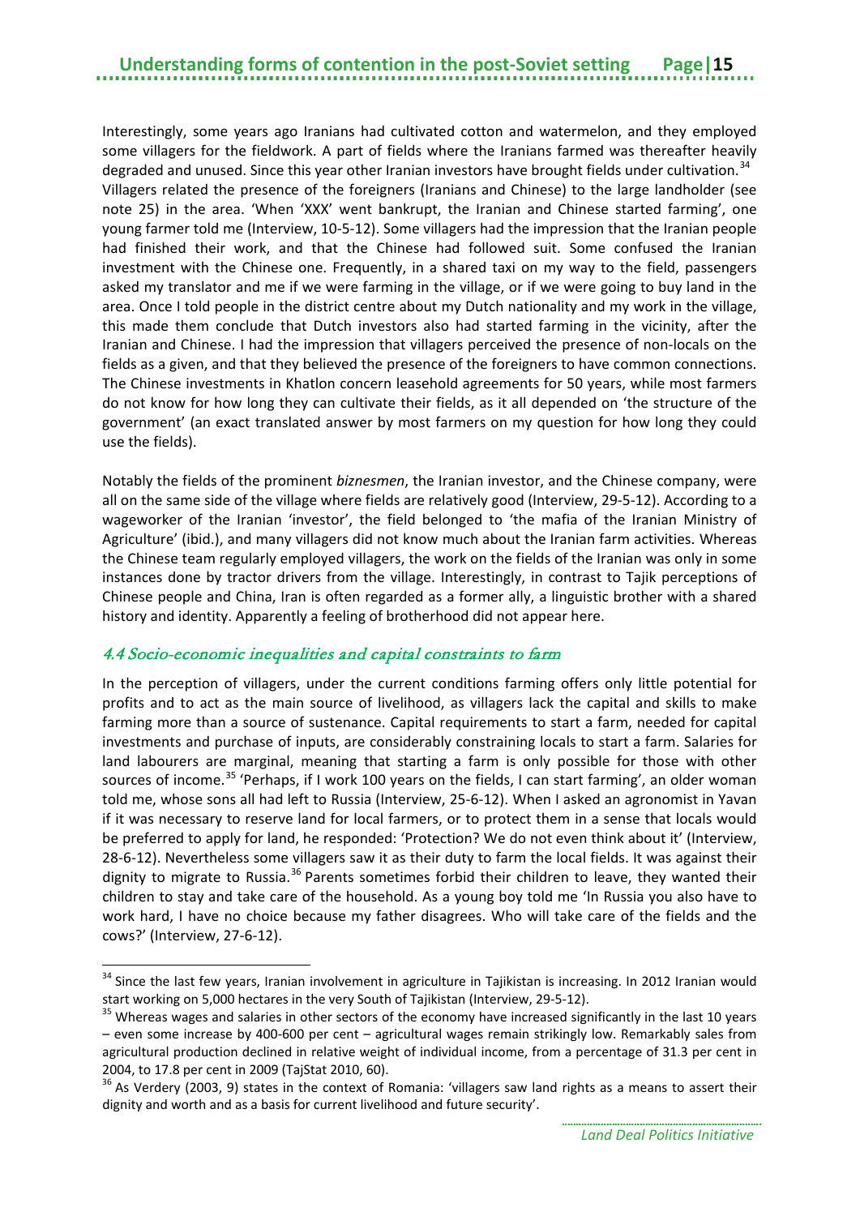Interestingly, some years ago Iranians had cultivated cotton and watermelon, and they employed some villagers for the fieldwork. A part of fields where the Iranians farmed was thereafter heavily degraded and unused. Since this year other Iranian investors have brought fields under cultivation.[34] Villagers related the presence of the foreigners (Iranians and Chinese) to the large landholder (see note 25) in the area. 'When 'XXX' went bankrupt, the Iranian and Chinese started farming', one young farmer told me (Interview, 10-5-12). Some villagers had the impression that the Iranian people had finished their work, and that the Chinese had followed suit. Some confused the Iranian investment with the Chinese one. Frequently, in a shared taxi on my way to the field, passengers asked my translator and me if we were farming in the village, or if we were going to buy land in the area. Once I told people in the district centre about my Dutch nationality and my work in the village, this made them conclude that Dutch investors also had started farming in the vicinity, after the Iranian and Chinese. I had the impression that villagers perceived the presence of non-locals on the fields as a given, and that they believed the presence of the foreigners to have common connections. The Chinese investments in Khatlon concern leasehold agreements for 50 years, while most farmers do not know for how long they can cultivate their fields, as it all depended on 'the structure of the government' (an exact translated answer by most farmers on my question for how long they could use the fields).

Notably the fields of the prominent *biznesmen*, the Iranian investor, and the Chinese company, were all on the same side of the village where fields are relatively good (Interview, 29-5-12). According to a wageworker of the Iranian 'investor', the field belonged to 'the mafia of the Iranian Ministry of Agriculture' (ibid.), and many villagers did not know much about the Iranian farm activities. Whereas the Chinese team regularly employed villagers, the work on the fields of the Iranian was only in some instances done by tractor drivers from the village. Interestingly, in contrast to Tajik perceptions of Chinese people and China, Iran is often regarded as a former ally, a linguistic brother with a shared history and identity. Apparently a feeling of brotherhood did not appear here.

### *4.4 Socio-economic inequalities and capital constraints to farm*

In the perception of villagers, under the current conditions farming offers only little potential for profits and to act as the main source of livelihood, as villagers lack the capital and skills to make farming more than a source of sustenance. Capital requirements to start a farm, needed for capital investments and purchase of inputs, are considerably constraining locals to start a farm. Salaries for land labourers are marginal, meaning that starting a farm is only possible for those with other sources of income.[35] 'Perhaps, if I work 100 years on the fields, I can start farming', an older woman told me, whose sons all had left to Russia (Interview, 25-6-12). When I asked an agronomist in Yavan if it was necessary to reserve land for local farmers, or to protect them in a sense that locals would be preferred to apply for land, he responded: 'Protection? We do not even think about it' (Interview, 28-6-12). Nevertheless some villagers saw it as their duty to farm the local fields. It was against their dignity to migrate to Russia.[36] Parents sometimes forbid their children to leave, they wanted their children to stay and take care of the household. As a young boy told me 'In Russia you also have to work hard, I have no choice because my father disagrees. Who will take care of the fields and the cows?' (Interview, 27-6-12).

---

[34] Since the last few years, Iranian involvement in agriculture in Tajikistan is increasing. In 2012 Iranian would start working on 5,000 hectares in the very South of Tajikistan (Interview, 29-5-12).

[35] Whereas wages and salaries in other sectors of the economy have increased significantly in the last 10 years – even some increase by 400-600 per cent – agricultural wages remain strikingly low. Remarkably sales from agricultural production declined in relative weight of individual income, from a percentage of 31.3 per cent in 2004, to 17.8 per cent in 2009 (TajStat 2010, 60).

[36] As Verdery (2003, 9) states in the context of Romania: 'villagers saw land rights as a means to assert their dignity and worth and as a basis for current livelihood and future security'.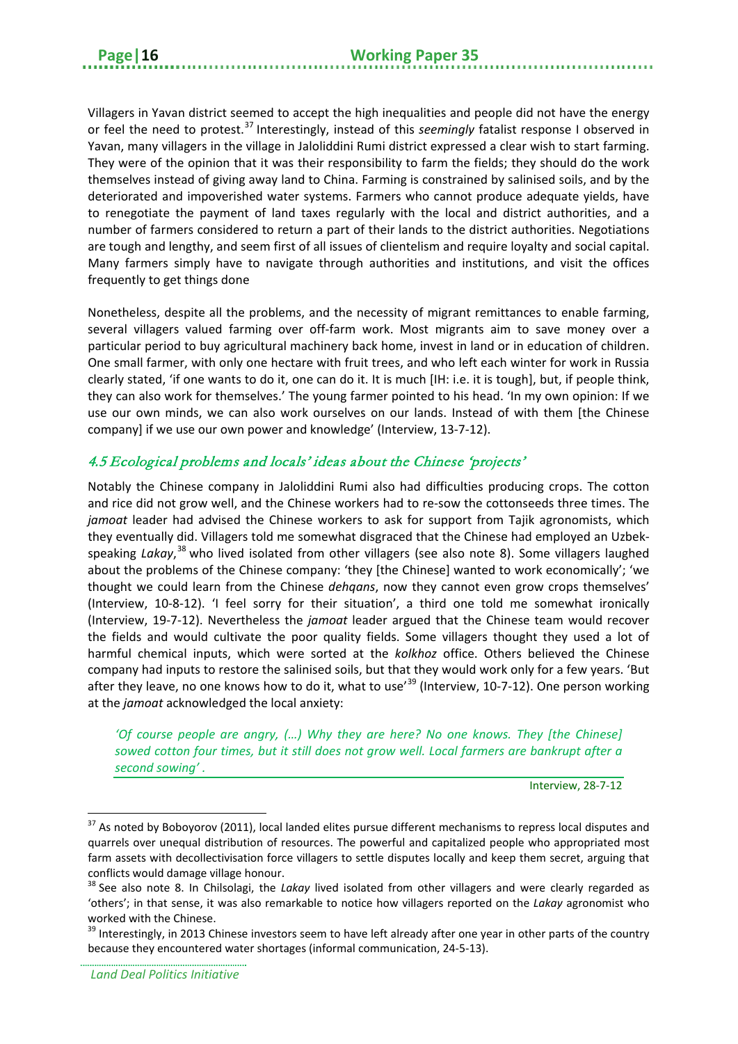Villagers in Yavan district seemed to accept the high inequalities and people did not have the energy or feel the need to protest.[37] Interestingly, instead of this *seemingly* fatalist response I observed in Yavan, many villagers in the village in Jaloliddini Rumi district expressed a clear wish to start farming. They were of the opinion that it was their responsibility to farm the fields; they should do the work themselves instead of giving away land to China. Farming is constrained by salinised soils, and by the deteriorated and impoverished water systems. Farmers who cannot produce adequate yields, have to renegotiate the payment of land taxes regularly with the local and district authorities, and a number of farmers considered to return a part of their lands to the district authorities. Negotiations are tough and lengthy, and seem first of all issues of clientelism and require loyalty and social capital. Many farmers simply have to navigate through authorities and institutions, and visit the offices frequently to get things done

Nonetheless, despite all the problems, and the necessity of migrant remittances to enable farming, several villagers valued farming over off-farm work. Most migrants aim to save money over a particular period to buy agricultural machinery back home, invest in land or in education of children. One small farmer, with only one hectare with fruit trees, and who left each winter for work in Russia clearly stated, 'if one wants to do it, one can do it. It is much [IH: i.e. it is tough], but, if people think, they can also work for themselves.' The young farmer pointed to his head. 'In my own opinion: If we use our own minds, we can also work ourselves on our lands. Instead of with them [the Chinese company] if we use our own power and knowledge' (Interview, 13-7-12).

### *4.5 Ecological problems and locals' ideas about the Chinese 'projects'*

Notably the Chinese company in Jaloliddini Rumi also had difficulties producing crops. The cotton and rice did not grow well, and the Chinese workers had to re-sow the cottonseeds three times. The *jamoat* leader had advised the Chinese workers to ask for support from Tajik agronomists, which they eventually did. Villagers told me somewhat disgraced that the Chinese had employed an Uzbek-speaking *Lakay*,[38] who lived isolated from other villagers (see also note 8). Some villagers laughed about the problems of the Chinese company: 'they [the Chinese] wanted to work economically'; 'we thought we could learn from the Chinese *dehqans*, now they cannot even grow crops themselves' (Interview, 10-8-12). 'I feel sorry for their situation', a third one told me somewhat ironically (Interview, 19-7-12). Nevertheless the *jamoat* leader argued that the Chinese team would recover the fields and would cultivate the poor quality fields. Some villagers thought they used a lot of harmful chemical inputs, which were sorted at the *kolkhoz* office. Others believed the Chinese company had inputs to restore the salinised soils, but that they would work only for a few years. 'But after they leave, no one knows how to do it, what to use'[39] (Interview, 10-7-12). One person working at the *jamoat* acknowledged the local anxiety:

> *'Of course people are angry, (…) Why they are here? No one knows. They [the Chinese] sowed cotton four times, but it still does not grow well. Local farmers are bankrupt after a second sowing' .*
>
> Interview, 28-7-12

[37] As noted by Boboyorov (2011), local landed elites pursue different mechanisms to repress local disputes and quarrels over unequal distribution of resources. The powerful and capitalized people who appropriated most farm assets with decollectivisation force villagers to settle disputes locally and keep them secret, arguing that conflicts would damage village honour.

[38] See also note 8. In Chilsolagi, the *Lakay* lived isolated from other villagers and were clearly regarded as 'others'; in that sense, it was also remarkable to notice how villagers reported on the *Lakay* agronomist who worked with the Chinese.

[39] Interestingly, in 2013 Chinese investors seem to have left already after one year in other parts of the country because they encountered water shortages (informal communication, 24-5-13).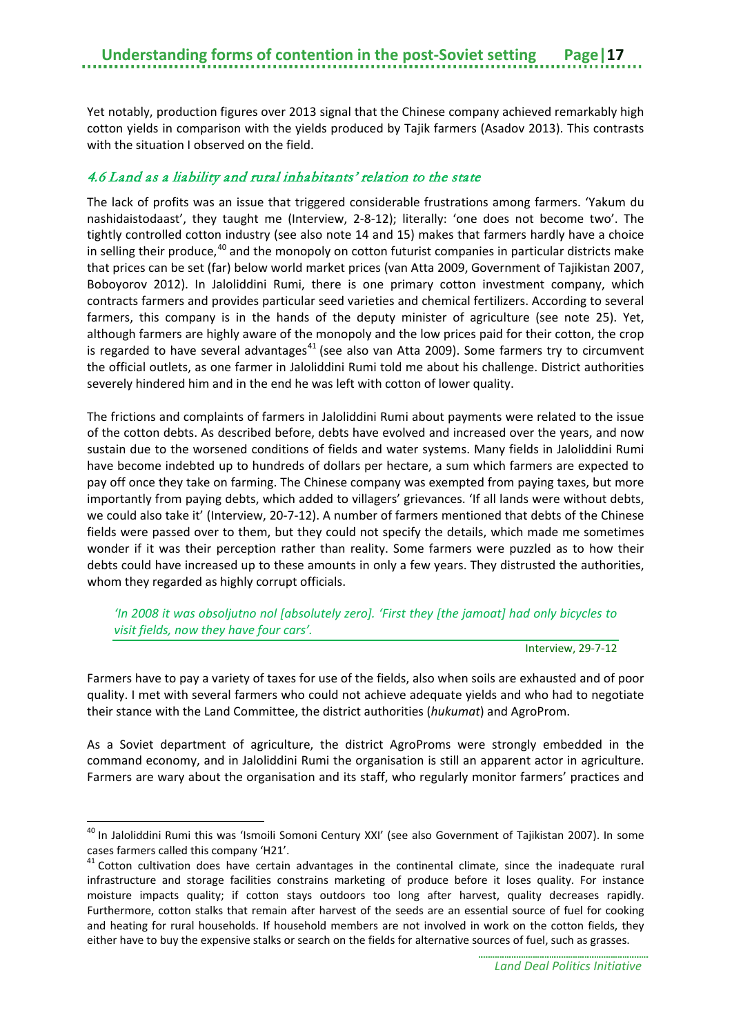Yet notably, production figures over 2013 signal that the Chinese company achieved remarkably high cotton yields in comparison with the yields produced by Tajik farmers (Asadov 2013). This contrasts with the situation I observed on the field.

### *4.6 Land as a liability and rural inhabitants' relation to the state*

The lack of profits was an issue that triggered considerable frustrations among farmers. 'Yakum du nashidaistodaast', they taught me (Interview, 2-8-12); literally: 'one does not become two'. The tightly controlled cotton industry (see also note 14 and 15) makes that farmers hardly have a choice in selling their produce,[40] and the monopoly on cotton futurist companies in particular districts make that prices can be set (far) below world market prices (van Atta 2009, Government of Tajikistan 2007, Boboyorov 2012). In Jaloliddini Rumi, there is one primary cotton investment company, which contracts farmers and provides particular seed varieties and chemical fertilizers. According to several farmers, this company is in the hands of the deputy minister of agriculture (see note 25). Yet, although farmers are highly aware of the monopoly and the low prices paid for their cotton, the crop is regarded to have several advantages[41] (see also van Atta 2009). Some farmers try to circumvent the official outlets, as one farmer in Jaloliddini Rumi told me about his challenge. District authorities severely hindered him and in the end he was left with cotton of lower quality.

The frictions and complaints of farmers in Jaloliddini Rumi about payments were related to the issue of the cotton debts. As described before, debts have evolved and increased over the years, and now sustain due to the worsened conditions of fields and water systems. Many fields in Jaloliddini Rumi have become indebted up to hundreds of dollars per hectare, a sum which farmers are expected to pay off once they take on farming. The Chinese company was exempted from paying taxes, but more importantly from paying debts, which added to villagers' grievances. 'If all lands were without debts, we could also take it' (Interview, 20-7-12). A number of farmers mentioned that debts of the Chinese fields were passed over to them, but they could not specify the details, which made me sometimes wonder if it was their perception rather than reality. Some farmers were puzzled as to how their debts could have increased up to these amounts in only a few years. They distrusted the authorities, whom they regarded as highly corrupt officials.

> *'In 2008 it was obsoljutno nol [absolutely zero]. 'First they [the jamoat] had only bicycles to visit fields, now they have four cars'.*
>
> Interview, 29-7-12

Farmers have to pay a variety of taxes for use of the fields, also when soils are exhausted and of poor quality. I met with several farmers who could not achieve adequate yields and who had to negotiate their stance with the Land Committee, the district authorities (*hukumat*) and AgroProm.

As a Soviet department of agriculture, the district AgroProms were strongly embedded in the command economy, and in Jaloliddini Rumi the organisation is still an apparent actor in agriculture. Farmers are wary about the organisation and its staff, who regularly monitor farmers' practices and

---

[40] In Jaloliddini Rumi this was 'Ismoili Somoni Century XXI' (see also Government of Tajikistan 2007). In some cases farmers called this company 'H21'.

[41] Cotton cultivation does have certain advantages in the continental climate, since the inadequate rural infrastructure and storage facilities constrains marketing of produce before it loses quality. For instance moisture impacts quality; if cotton stays outdoors too long after harvest, quality decreases rapidly. Furthermore, cotton stalks that remain after harvest of the seeds are an essential source of fuel for cooking and heating for rural households. If household members are not involved in work on the cotton fields, they either have to buy the expensive stalks or search on the fields for alternative sources of fuel, such as grasses.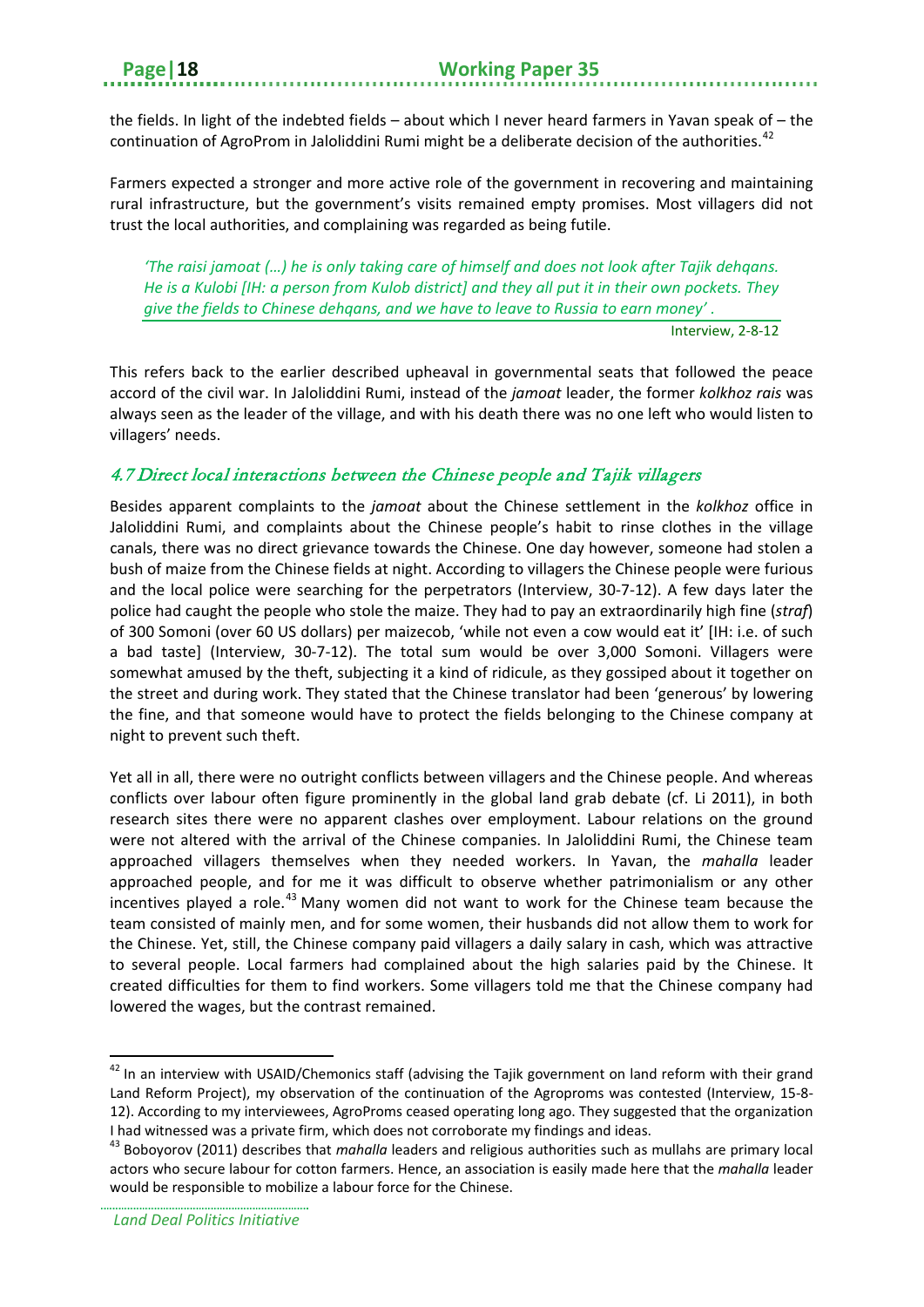the fields. In light of the indebted fields – about which I never heard farmers in Yavan speak of – the continuation of AgroProm in Jaloliddini Rumi might be a deliberate decision of the authorities.[42]

Farmers expected a stronger and more active role of the government in recovering and maintaining rural infrastructure, but the government's visits remained empty promises. Most villagers did not trust the local authorities, and complaining was regarded as being futile.

> *'The raisi jamoat (…) he is only taking care of himself and does not look after Tajik dehqans. He is a Kulobi [IH: a person from Kulob district] and they all put it in their own pockets. They give the fields to Chinese dehqans, and we have to leave to Russia to earn money' .*
>
> Interview, 2-8-12

This refers back to the earlier described upheaval in governmental seats that followed the peace accord of the civil war. In Jaloliddini Rumi, instead of the *jamoat* leader, the former *kolkhoz rais* was always seen as the leader of the village, and with his death there was no one left who would listen to villagers' needs.

## 4.7 Direct local interactions between the Chinese people and Tajik villagers

Besides apparent complaints to the *jamoat* about the Chinese settlement in the *kolkhoz* office in Jaloliddini Rumi, and complaints about the Chinese people's habit to rinse clothes in the village canals, there was no direct grievance towards the Chinese. One day however, someone had stolen a bush of maize from the Chinese fields at night. According to villagers the Chinese people were furious and the local police were searching for the perpetrators (Interview, 30-7-12). A few days later the police had caught the people who stole the maize. They had to pay an extraordinarily high fine (*straf*) of 300 Somoni (over 60 US dollars) per maizecob, 'while not even a cow would eat it' [IH: i.e. of such a bad taste] (Interview, 30-7-12). The total sum would be over 3,000 Somoni. Villagers were somewhat amused by the theft, subjecting it a kind of ridicule, as they gossiped about it together on the street and during work. They stated that the Chinese translator had been 'generous' by lowering the fine, and that someone would have to protect the fields belonging to the Chinese company at night to prevent such theft.

Yet all in all, there were no outright conflicts between villagers and the Chinese people. And whereas conflicts over labour often figure prominently in the global land grab debate (cf. Li 2011), in both research sites there were no apparent clashes over employment. Labour relations on the ground were not altered with the arrival of the Chinese companies. In Jaloliddini Rumi, the Chinese team approached villagers themselves when they needed workers. In Yavan, the *mahalla* leader approached people, and for me it was difficult to observe whether patrimonialism or any other incentives played a role.[43] Many women did not want to work for the Chinese team because the team consisted of mainly men, and for some women, their husbands did not allow them to work for the Chinese. Yet, still, the Chinese company paid villagers a daily salary in cash, which was attractive to several people. Local farmers had complained about the high salaries paid by the Chinese. It created difficulties for them to find workers. Some villagers told me that the Chinese company had lowered the wages, but the contrast remained.

---

[42] In an interview with USAID/Chemonics staff (advising the Tajik government on land reform with their grand Land Reform Project), my observation of the continuation of the Agroproms was contested (Interview, 15-8-12). According to my interviewees, AgroProms ceased operating long ago. They suggested that the organization I had witnessed was a private firm, which does not corroborate my findings and ideas.

[43] Boboyorov (2011) describes that *mahalla* leaders and religious authorities such as mullahs are primary local actors who secure labour for cotton farmers. Hence, an association is easily made here that the *mahalla* leader would be responsible to mobilize a labour force for the Chinese.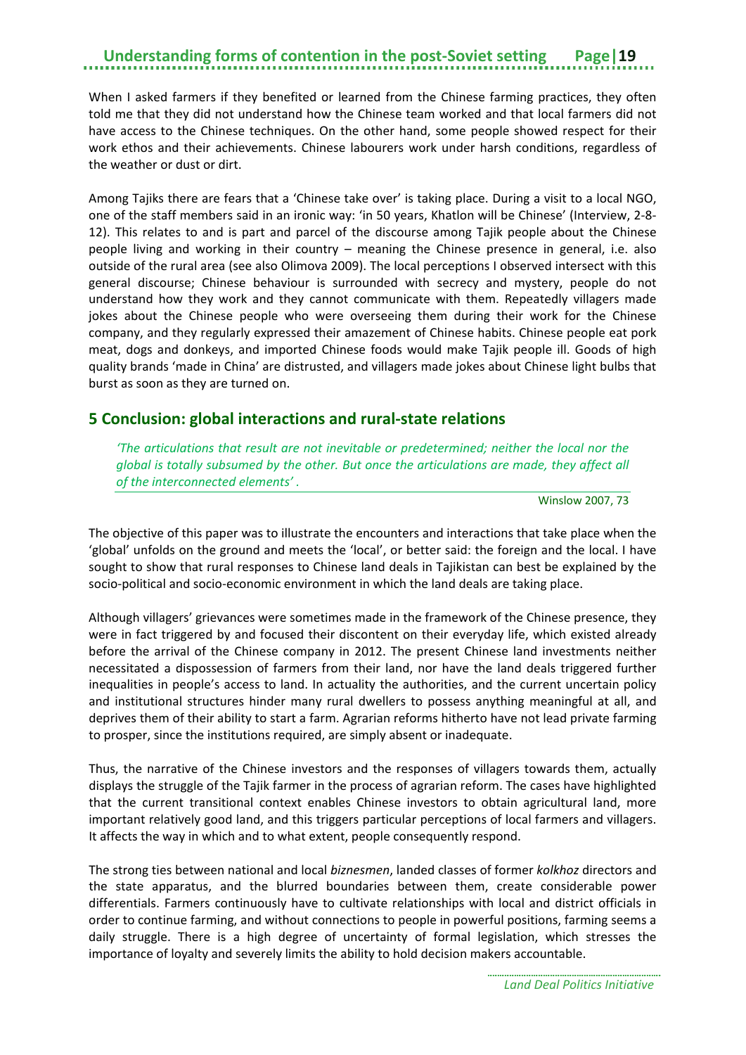When I asked farmers if they benefited or learned from the Chinese farming practices, they often told me that they did not understand how the Chinese team worked and that local farmers did not have access to the Chinese techniques. On the other hand, some people showed respect for their work ethos and their achievements. Chinese labourers work under harsh conditions, regardless of the weather or dust or dirt.

Among Tajiks there are fears that a 'Chinese take over' is taking place. During a visit to a local NGO, one of the staff members said in an ironic way: 'in 50 years, Khatlon will be Chinese' (Interview, 2-8-12). This relates to and is part and parcel of the discourse among Tajik people about the Chinese people living and working in their country – meaning the Chinese presence in general, i.e. also outside of the rural area (see also Olimova 2009). The local perceptions I observed intersect with this general discourse; Chinese behaviour is surrounded with secrecy and mystery, people do not understand how they work and they cannot communicate with them. Repeatedly villagers made jokes about the Chinese people who were overseeing them during their work for the Chinese company, and they regularly expressed their amazement of Chinese habits. Chinese people eat pork meat, dogs and donkeys, and imported Chinese foods would make Tajik people ill. Goods of high quality brands 'made in China' are distrusted, and villagers made jokes about Chinese light bulbs that burst as soon as they are turned on.

## 5 Conclusion: global interactions and rural-state relations

> *'The articulations that result are not inevitable or predetermined; neither the local nor the global is totally subsumed by the other. But once the articulations are made, they affect all of the interconnected elements' .*
>
> Winslow 2007, 73

The objective of this paper was to illustrate the encounters and interactions that take place when the 'global' unfolds on the ground and meets the 'local', or better said: the foreign and the local. I have sought to show that rural responses to Chinese land deals in Tajikistan can best be explained by the socio-political and socio-economic environment in which the land deals are taking place.

Although villagers' grievances were sometimes made in the framework of the Chinese presence, they were in fact triggered by and focused their discontent on their everyday life, which existed already before the arrival of the Chinese company in 2012. The present Chinese land investments neither necessitated a dispossession of farmers from their land, nor have the land deals triggered further inequalities in people's access to land. In actuality the authorities, and the current uncertain policy and institutional structures hinder many rural dwellers to possess anything meaningful at all, and deprives them of their ability to start a farm. Agrarian reforms hitherto have not lead private farming to prosper, since the institutions required, are simply absent or inadequate.

Thus, the narrative of the Chinese investors and the responses of villagers towards them, actually displays the struggle of the Tajik farmer in the process of agrarian reform. The cases have highlighted that the current transitional context enables Chinese investors to obtain agricultural land, more important relatively good land, and this triggers particular perceptions of local farmers and villagers. It affects the way in which and to what extent, people consequently respond.

The strong ties between national and local *biznesmen*, landed classes of former *kolkhoz* directors and the state apparatus, and the blurred boundaries between them, create considerable power differentials. Farmers continuously have to cultivate relationships with local and district officials in order to continue farming, and without connections to people in powerful positions, farming seems a daily struggle. There is a high degree of uncertainty of formal legislation, which stresses the importance of loyalty and severely limits the ability to hold decision makers accountable.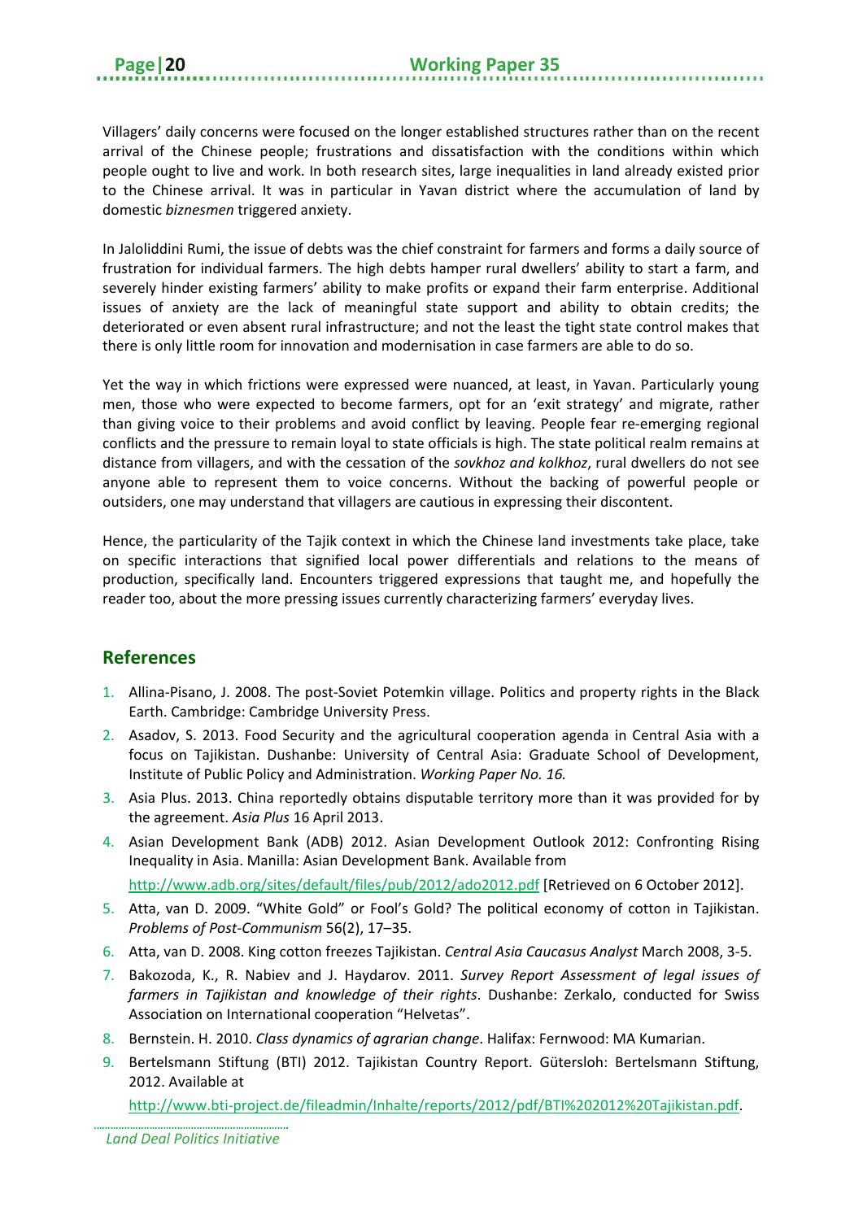Villagers' daily concerns were focused on the longer established structures rather than on the recent arrival of the Chinese people; frustrations and dissatisfaction with the conditions within which people ought to live and work. In both research sites, large inequalities in land already existed prior to the Chinese arrival. It was in particular in Yavan district where the accumulation of land by domestic *biznesmen* triggered anxiety.

In Jaloliddini Rumi, the issue of debts was the chief constraint for farmers and forms a daily source of frustration for individual farmers. The high debts hamper rural dwellers' ability to start a farm, and severely hinder existing farmers' ability to make profits or expand their farm enterprise. Additional issues of anxiety are the lack of meaningful state support and ability to obtain credits; the deteriorated or even absent rural infrastructure; and not the least the tight state control makes that there is only little room for innovation and modernisation in case farmers are able to do so.

Yet the way in which frictions were expressed were nuanced, at least, in Yavan. Particularly young men, those who were expected to become farmers, opt for an 'exit strategy' and migrate, rather than giving voice to their problems and avoid conflict by leaving. People fear re-emerging regional conflicts and the pressure to remain loyal to state officials is high. The state political realm remains at distance from villagers, and with the cessation of the *sovkhoz and kolkhoz*, rural dwellers do not see anyone able to represent them to voice concerns. Without the backing of powerful people or outsiders, one may understand that villagers are cautious in expressing their discontent.

Hence, the particularity of the Tajik context in which the Chinese land investments take place, take on specific interactions that signified local power differentials and relations to the means of production, specifically land. Encounters triggered expressions that taught me, and hopefully the reader too, about the more pressing issues currently characterizing farmers' everyday lives.

## References

1. Allina-Pisano, J. 2008. The post-Soviet Potemkin village. Politics and property rights in the Black Earth. Cambridge: Cambridge University Press.
2. Asadov, S. 2013. Food Security and the agricultural cooperation agenda in Central Asia with a focus on Tajikistan. Dushanbe: University of Central Asia: Graduate School of Development, Institute of Public Policy and Administration. *Working Paper No. 16.*
3. Asia Plus. 2013. China reportedly obtains disputable territory more than it was provided for by the agreement. *Asia Plus* 16 April 2013.
4. Asian Development Bank (ADB) 2012. Asian Development Outlook 2012: Confronting Rising Inequality in Asia. Manilla: Asian Development Bank. Available from http://www.adb.org/sites/default/files/pub/2012/ado2012.pdf [Retrieved on 6 October 2012].
5. Atta, van D. 2009. "White Gold" or Fool's Gold? The political economy of cotton in Tajikistan. *Problems of Post-Communism* 56(2), 17–35.
6. Atta, van D. 2008. King cotton freezes Tajikistan. *Central Asia Caucasus Analyst* March 2008, 3-5.
7. Bakozoda, K., R. Nabiev and J. Haydarov. 2011. *Survey Report Assessment of legal issues of farmers in Tajikistan and knowledge of their rights*. Dushanbe: Zerkalo, conducted for Swiss Association on International cooperation "Helvetas".
8. Bernstein. H. 2010. *Class dynamics of agrarian change*. Halifax: Fernwood: MA Kumarian.
9. Bertelsmann Stiftung (BTI) 2012. Tajikistan Country Report. Gütersloh: Bertelsmann Stiftung, 2012. Available at http://www.bti-project.de/fileadmin/Inhalte/reports/2012/pdf/BTI%202012%20Tajikistan.pdf.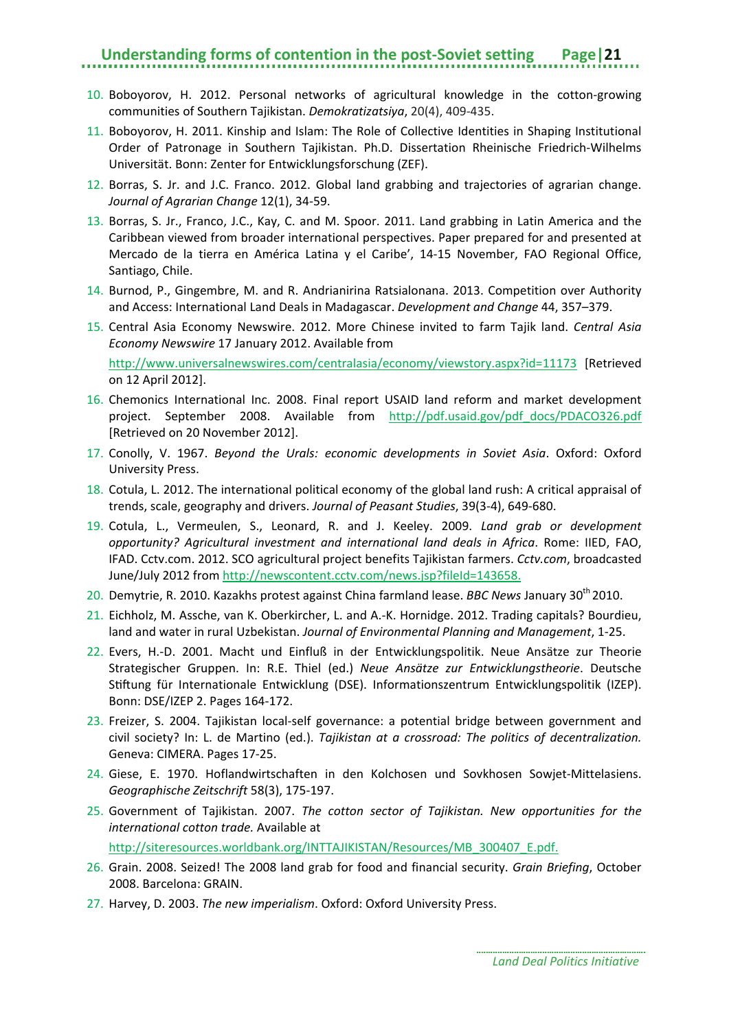10. Boboyorov, H. 2012. Personal networks of agricultural knowledge in the cotton-growing communities of Southern Tajikistan. *Demokratizatsiya*, 20(4), 409-435.
11. Boboyorov, H. 2011. Kinship and Islam: The Role of Collective Identities in Shaping Institutional Order of Patronage in Southern Tajikistan. Ph.D. Dissertation Rheinische Friedrich-Wilhelms Universität. Bonn: Zenter for Entwicklungsforschung (ZEF).
12. Borras, S. Jr. and J.C. Franco. 2012. Global land grabbing and trajectories of agrarian change. *Journal of Agrarian Change* 12(1), 34-59.
13. Borras, S. Jr., Franco, J.C., Kay, C. and M. Spoor. 2011. Land grabbing in Latin America and the Caribbean viewed from broader international perspectives. Paper prepared for and presented at Mercado de la tierra en América Latina y el Caribe', 14-15 November, FAO Regional Office, Santiago, Chile.
14. Burnod, P., Gingembre, M. and R. Andrianirina Ratsialonana. 2013. Competition over Authority and Access: International Land Deals in Madagascar. *Development and Change* 44, 357–379.
15. Central Asia Economy Newswire. 2012. More Chinese invited to farm Tajik land. *Central Asia Economy Newswire* 17 January 2012. Available from http://www.universalnewswires.com/centralasia/economy/viewstory.aspx?id=11173 [Retrieved on 12 April 2012].
16. Chemonics International Inc. 2008. Final report USAID land reform and market development project. September 2008. Available from http://pdf.usaid.gov/pdf_docs/PDACO326.pdf [Retrieved on 20 November 2012].
17. Conolly, V. 1967. *Beyond the Urals: economic developments in Soviet Asia*. Oxford: Oxford University Press.
18. Cotula, L. 2012. The international political economy of the global land rush: A critical appraisal of trends, scale, geography and drivers. *Journal of Peasant Studies*, 39(3-4), 649-680.
19. Cotula, L., Vermeulen, S., Leonard, R. and J. Keeley. 2009. *Land grab or development opportunity? Agricultural investment and international land deals in Africa*. Rome: IIED, FAO, IFAD. Cctv.com. 2012. SCO agricultural project benefits Tajikistan farmers. *Cctv.com*, broadcasted June/July 2012 from http://newscontent.cctv.com/news.jsp?fileId=143658.
20. Demytrie, R. 2010. Kazakhs protest against China farmland lease. *BBC News* January 30th 2010.
21. Eichholz, M. Assche, van K. Oberkircher, L. and A.-K. Hornidge. 2012. Trading capitals? Bourdieu, land and water in rural Uzbekistan. *Journal of Environmental Planning and Management*, 1-25.
22. Evers, H.-D. 2001. Macht und Einfluß in der Entwicklungspolitik. Neue Ansätze zur Theorie Strategischer Gruppen. In: R.E. Thiel (ed.) *Neue Ansätze zur Entwicklungstheorie*. Deutsche Stiftung für Internationale Entwicklung (DSE). Informationszentrum Entwicklungspolitik (IZEP). Bonn: DSE/IZEP 2. Pages 164-172.
23. Freizer, S. 2004. Tajikistan local-self governance: a potential bridge between government and civil society? In: L. de Martino (ed.). *Tajikistan at a crossroad: The politics of decentralization.* Geneva: CIMERA. Pages 17-25.
24. Giese, E. 1970. Hoflandwirtschaften in den Kolchosen und Sovkhosen Sowjet-Mittelasiens. *Geographische Zeitschrift* 58(3), 175-197.
25. Government of Tajikistan. 2007. *The cotton sector of Tajikistan. New opportunities for the international cotton trade.* Available at http://siteresources.worldbank.org/INTTAJIKISTAN/Resources/MB_300407_E.pdf.
26. Grain. 2008. Seized! The 2008 land grab for food and financial security. *Grain Briefing*, October 2008. Barcelona: GRAIN.
27. Harvey, D. 2003. *The new imperialism*. Oxford: Oxford University Press.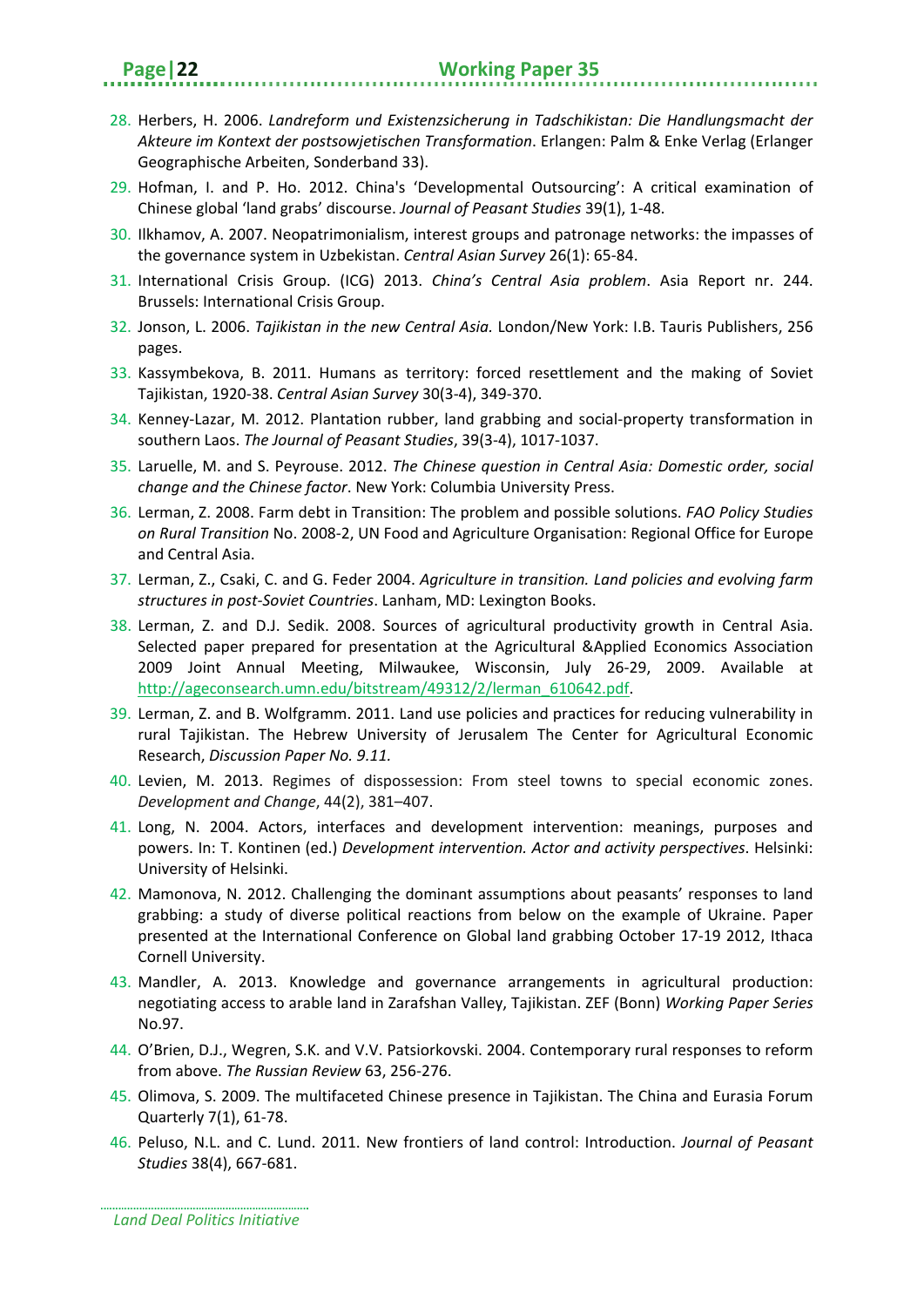28. Herbers, H. 2006. *Landreform und Existenzsicherung in Tadschikistan: Die Handlungsmacht der Akteure im Kontext der postsowjetischen Transformation*. Erlangen: Palm & Enke Verlag (Erlanger Geographische Arbeiten, Sonderband 33).
29. Hofman, I. and P. Ho. 2012. China's 'Developmental Outsourcing': A critical examination of Chinese global 'land grabs' discourse. *Journal of Peasant Studies* 39(1), 1-48.
30. Ilkhamov, A. 2007. Neopatrimonialism, interest groups and patronage networks: the impasses of the governance system in Uzbekistan. *Central Asian Survey* 26(1): 65-84.
31. International Crisis Group. (ICG) 2013. *China's Central Asia problem*. Asia Report nr. 244. Brussels: International Crisis Group.
32. Jonson, L. 2006. *Tajikistan in the new Central Asia.* London/New York: I.B. Tauris Publishers, 256 pages.
33. Kassymbekova, B. 2011. Humans as territory: forced resettlement and the making of Soviet Tajikistan, 1920-38. *Central Asian Survey* 30(3-4), 349-370.
34. Kenney-Lazar, M. 2012. Plantation rubber, land grabbing and social-property transformation in southern Laos. *The Journal of Peasant Studies*, 39(3-4), 1017-1037.
35. Laruelle, M. and S. Peyrouse. 2012. *The Chinese question in Central Asia: Domestic order, social change and the Chinese factor*. New York: Columbia University Press.
36. Lerman, Z. 2008. Farm debt in Transition: The problem and possible solutions. *FAO Policy Studies on Rural Transition* No. 2008-2, UN Food and Agriculture Organisation: Regional Office for Europe and Central Asia.
37. Lerman, Z., Csaki, C. and G. Feder 2004. *Agriculture in transition. Land policies and evolving farm structures in post-Soviet Countries*. Lanham, MD: Lexington Books.
38. Lerman, Z. and D.J. Sedik. 2008. Sources of agricultural productivity growth in Central Asia. Selected paper prepared for presentation at the Agricultural &Applied Economics Association 2009 Joint Annual Meeting, Milwaukee, Wisconsin, July 26-29, 2009. Available at http://ageconsearch.umn.edu/bitstream/49312/2/lerman_610642.pdf.
39. Lerman, Z. and B. Wolfgramm. 2011. Land use policies and practices for reducing vulnerability in rural Tajikistan. The Hebrew University of Jerusalem The Center for Agricultural Economic Research, *Discussion Paper No. 9.11.*
40. Levien, M. 2013. Regimes of dispossession: From steel towns to special economic zones. *Development and Change*, 44(2), 381–407.
41. Long, N. 2004. Actors, interfaces and development intervention: meanings, purposes and powers. In: T. Kontinen (ed.) *Development intervention. Actor and activity perspectives*. Helsinki: University of Helsinki.
42. Mamonova, N. 2012. Challenging the dominant assumptions about peasants' responses to land grabbing: a study of diverse political reactions from below on the example of Ukraine. Paper presented at the International Conference on Global land grabbing October 17-19 2012, Ithaca Cornell University.
43. Mandler, A. 2013. Knowledge and governance arrangements in agricultural production: negotiating access to arable land in Zarafshan Valley, Tajikistan. ZEF (Bonn) *Working Paper Series* No.97.
44. O'Brien, D.J., Wegren, S.K. and V.V. Patsiorkovski. 2004. Contemporary rural responses to reform from above. *The Russian Review* 63, 256-276.
45. Olimova, S. 2009. The multifaceted Chinese presence in Tajikistan. The China and Eurasia Forum Quarterly 7(1), 61-78.
46. Peluso, N.L. and C. Lund. 2011. New frontiers of land control: Introduction. *Journal of Peasant Studies* 38(4), 667-681.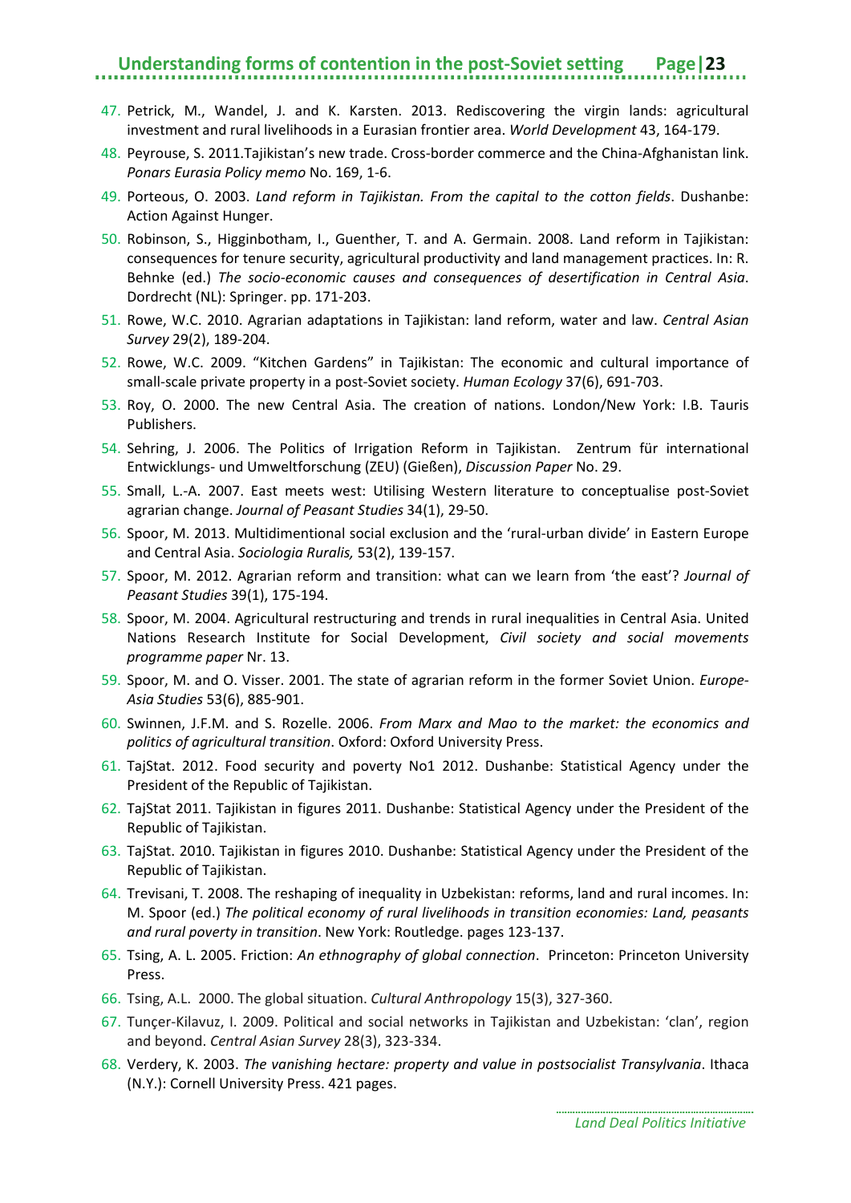47. Petrick, M., Wandel, J. and K. Karsten. 2013. Rediscovering the virgin lands: agricultural investment and rural livelihoods in a Eurasian frontier area. *World Development* 43, 164-179.
48. Peyrouse, S. 2011.Tajikistan's new trade. Cross-border commerce and the China-Afghanistan link. *Ponars Eurasia Policy memo* No. 169, 1-6.
49. Porteous, O. 2003. *Land reform in Tajikistan. From the capital to the cotton fields*. Dushanbe: Action Against Hunger.
50. Robinson, S., Higginbotham, I., Guenther, T. and A. Germain. 2008. Land reform in Tajikistan: consequences for tenure security, agricultural productivity and land management practices. In: R. Behnke (ed.) *The socio-economic causes and consequences of desertification in Central Asia*. Dordrecht (NL): Springer. pp. 171-203.
51. Rowe, W.C. 2010. Agrarian adaptations in Tajikistan: land reform, water and law. *Central Asian Survey* 29(2), 189-204.
52. Rowe, W.C. 2009. "Kitchen Gardens" in Tajikistan: The economic and cultural importance of small-scale private property in a post-Soviet society. *Human Ecology* 37(6), 691-703.
53. Roy, O. 2000. The new Central Asia. The creation of nations. London/New York: I.B. Tauris Publishers.
54. Sehring, J. 2006. The Politics of Irrigation Reform in Tajikistan. Zentrum für international Entwicklungs- und Umweltforschung (ZEU) (Gießen), *Discussion Paper* No. 29.
55. Small, L.-A. 2007. East meets west: Utilising Western literature to conceptualise post-Soviet agrarian change. *Journal of Peasant Studies* 34(1), 29-50.
56. Spoor, M. 2013. Multidimentional social exclusion and the 'rural-urban divide' in Eastern Europe and Central Asia. *Sociologia Ruralis,* 53(2), 139-157.
57. Spoor, M. 2012. Agrarian reform and transition: what can we learn from 'the east'? *Journal of Peasant Studies* 39(1), 175-194.
58. Spoor, M. 2004. Agricultural restructuring and trends in rural inequalities in Central Asia. United Nations Research Institute for Social Development, *Civil society and social movements programme paper* Nr. 13.
59. Spoor, M. and O. Visser. 2001. The state of agrarian reform in the former Soviet Union. *Europe-Asia Studies* 53(6), 885-901.
60. Swinnen, J.F.M. and S. Rozelle. 2006. *From Marx and Mao to the market: the economics and politics of agricultural transition*. Oxford: Oxford University Press.
61. TajStat. 2012. Food security and poverty No1 2012. Dushanbe: Statistical Agency under the President of the Republic of Tajikistan.
62. TajStat 2011. Tajikistan in figures 2011. Dushanbe: Statistical Agency under the President of the Republic of Tajikistan.
63. TajStat. 2010. Tajikistan in figures 2010. Dushanbe: Statistical Agency under the President of the Republic of Tajikistan.
64. Trevisani, T. 2008. The reshaping of inequality in Uzbekistan: reforms, land and rural incomes. In: M. Spoor (ed.) *The political economy of rural livelihoods in transition economies: Land, peasants and rural poverty in transition*. New York: Routledge. pages 123-137.
65. Tsing, A. L. 2005. Friction: *An ethnography of global connection*. Princeton: Princeton University Press.
66. Tsing, A.L. 2000. The global situation. *Cultural Anthropology* 15(3), 327-360.
67. Tunçer-Kilavuz, I. 2009. Political and social networks in Tajikistan and Uzbekistan: 'clan', region and beyond. *Central Asian Survey* 28(3), 323-334.
68. Verdery, K. 2003. *The vanishing hectare: property and value in postsocialist Transylvania*. Ithaca (N.Y.): Cornell University Press. 421 pages.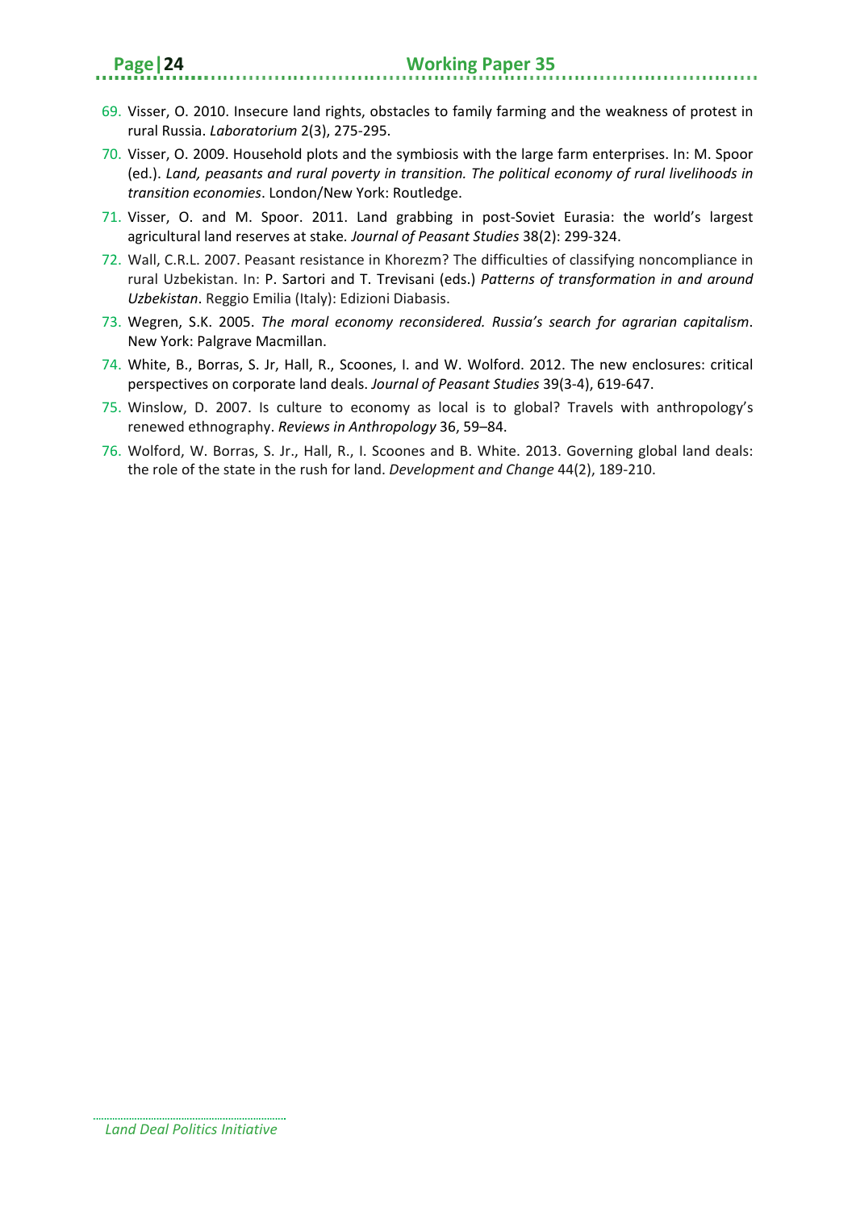69. Visser, O. 2010. Insecure land rights, obstacles to family farming and the weakness of protest in rural Russia. *Laboratorium* 2(3), 275-295.
70. Visser, O. 2009. Household plots and the symbiosis with the large farm enterprises. In: M. Spoor (ed.). *Land, peasants and rural poverty in transition. The political economy of rural livelihoods in transition economies*. London/New York: Routledge.
71. Visser, O. and M. Spoor. 2011. Land grabbing in post-Soviet Eurasia: the world's largest agricultural land reserves at stake. *Journal of Peasant Studies* 38(2): 299-324.
72. Wall, C.R.L. 2007. Peasant resistance in Khorezm? The difficulties of classifying noncompliance in rural Uzbekistan. In: P. Sartori and T. Trevisani (eds.) *Patterns of transformation in and around Uzbekistan*. Reggio Emilia (Italy): Edizioni Diabasis.
73. Wegren, S.K. 2005. *The moral economy reconsidered. Russia's search for agrarian capitalism*. New York: Palgrave Macmillan.
74. White, B., Borras, S. Jr, Hall, R., Scoones, I. and W. Wolford. 2012. The new enclosures: critical perspectives on corporate land deals. *Journal of Peasant Studies* 39(3-4), 619-647.
75. Winslow, D. 2007. Is culture to economy as local is to global? Travels with anthropology's renewed ethnography. *Reviews in Anthropology* 36, 59–84.
76. Wolford, W. Borras, S. Jr., Hall, R., I. Scoones and B. White. 2013. Governing global land deals: the role of the state in the rush for land. *Development and Change* 44(2), 189-210.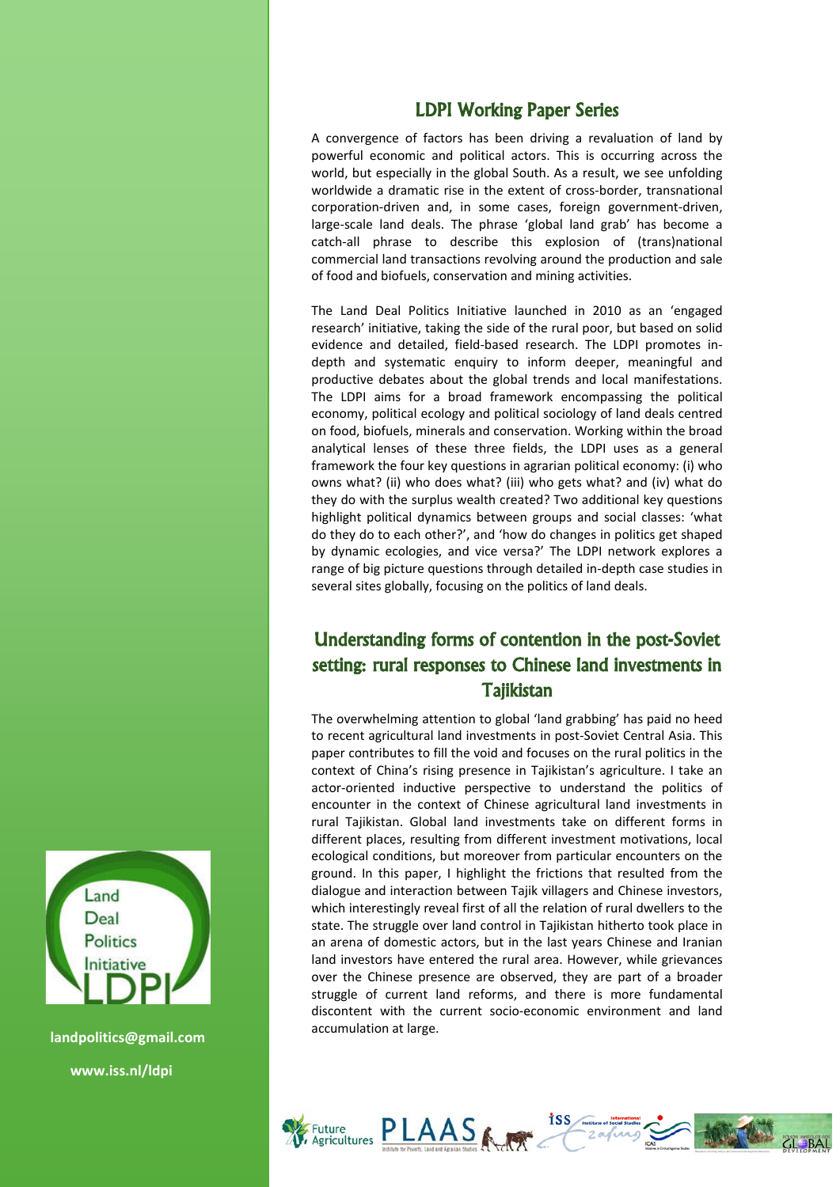## LDPI Working Paper Series

A convergence of factors has been driving a revaluation of land by powerful economic and political actors. This is occurring across the world, but especially in the global South. As a result, we see unfolding worldwide a dramatic rise in the extent of cross-border, transnational corporation-driven and, in some cases, foreign government-driven, large-scale land deals. The phrase 'global land grab' has become a catch-all phrase to describe this explosion of (trans)national commercial land transactions revolving around the production and sale of food and biofuels, conservation and mining activities.

The Land Deal Politics Initiative launched in 2010 as an 'engaged research' initiative, taking the side of the rural poor, but based on solid evidence and detailed, field-based research. The LDPI promotes in-depth and systematic enquiry to inform deeper, meaningful and productive debates about the global trends and local manifestations. The LDPI aims for a broad framework encompassing the political economy, political ecology and political sociology of land deals centred on food, biofuels, minerals and conservation. Working within the broad analytical lenses of these three fields, the LDPI uses as a general framework the four key questions in agrarian political economy: (i) who owns what? (ii) who does what? (iii) who gets what? and (iv) what do they do with the surplus wealth created? Two additional key questions highlight political dynamics between groups and social classes: 'what do they do to each other?', and 'how do changes in politics get shaped by dynamic ecologies, and vice versa?' The LDPI network explores a range of big picture questions through detailed in-depth case studies in several sites globally, focusing on the politics of land deals.

## Understanding forms of contention in the post-Soviet setting: rural responses to Chinese land investments in Tajikistan

The overwhelming attention to global 'land grabbing' has paid no heed to recent agricultural land investments in post-Soviet Central Asia. This paper contributes to fill the void and focuses on the rural politics in the context of China's rising presence in Tajikistan's agriculture. I take an actor-oriented inductive perspective to understand the politics of encounter in the context of Chinese agricultural land investments in rural Tajikistan. Global land investments take on different forms in different places, resulting from different investment motivations, local ecological conditions, but moreover from particular encounters on the ground. In this paper, I highlight the frictions that resulted from the dialogue and interaction between Tajik villagers and Chinese investors, which interestingly reveal first of all the relation of rural dwellers to the state. The struggle over land control in Tajikistan hitherto took place in an arena of domestic actors, but in the last years Chinese and Iranian land investors have entered the rural area. However, while grievances over the Chinese presence are observed, they are part of a broader struggle of current land reforms, and there is more fundamental discontent with the current socio-economic environment and land accumulation at large.

Land Deal Politics Initiative LDPI

**landpolitics@gmail.com**

**www.iss.nl/ldpi**